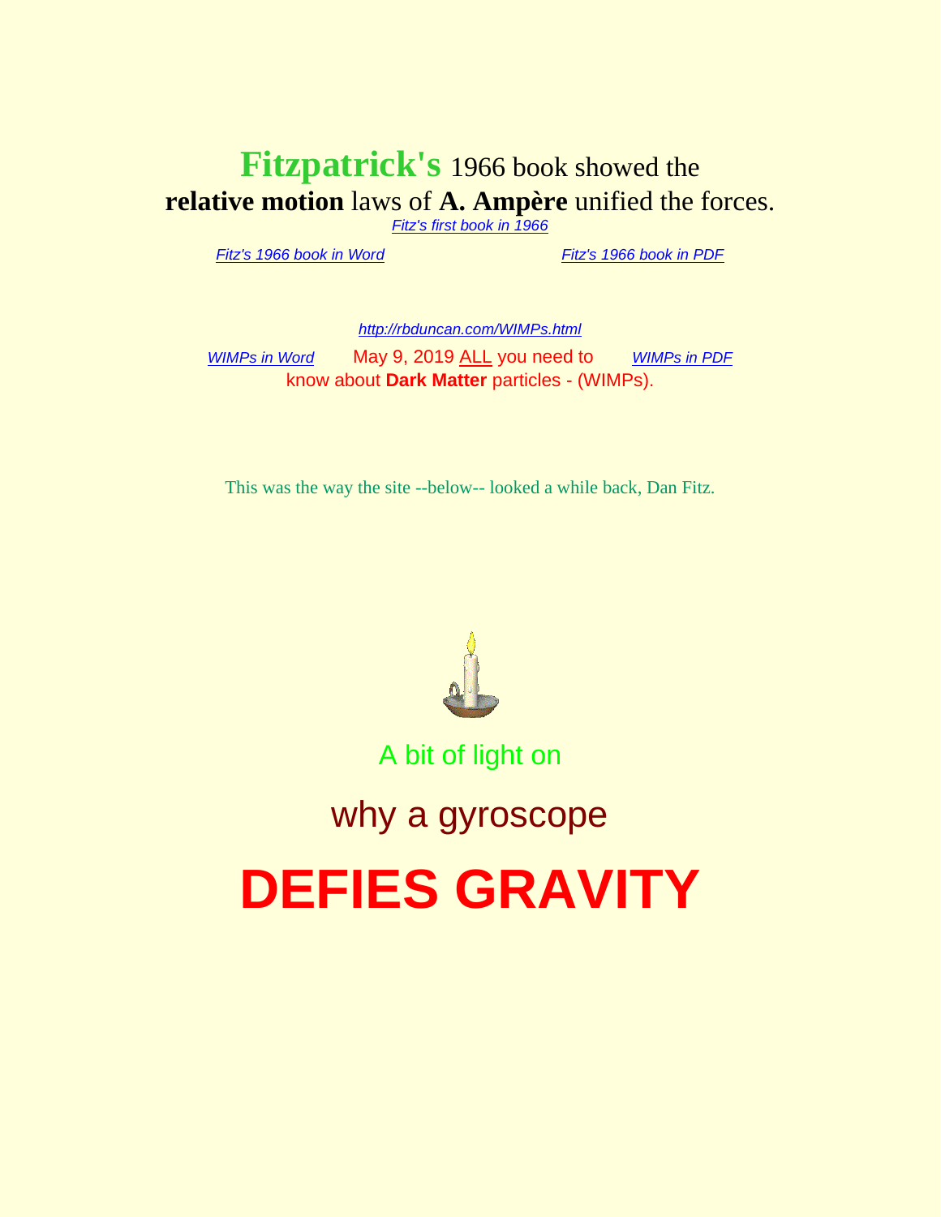**Fitzpatrick's** 1966 book showed the **relative motion** laws of **A. Ampère** unified the forces.

*Fitz's first book in 1966*

*Fitz's 1966 book in Word*

*Fitz's 1966 book in PDF*

*http://rbduncan.com/WIMPs.html*

*WIMPs in Word*

May 9, 2019 ALL you need to know about **Dark Matter** particles - (WIMPs).

*WIMPs in PDF*

This was the way the site --below-- looked a while back, Dan Fitz.

A bit of light on

why a gyroscope

# DEFIES GRAVITY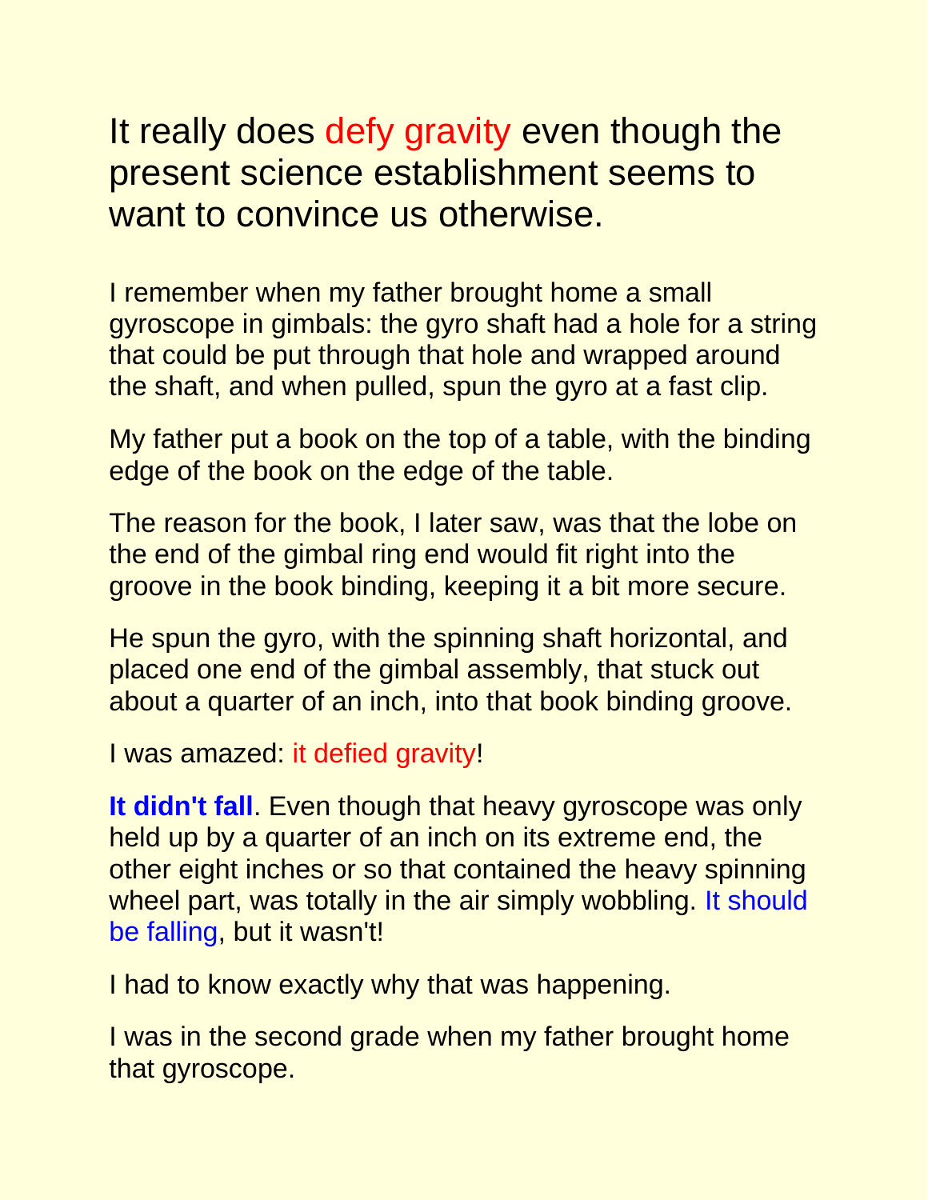## It really does defy gravity even though the present science establishment seems to want to convince us otherwise.

I remember when my father brought home a small gyroscope in gimbals: the gyro shaft had a hole for a string that could be put through that hole and wrapped around the shaft, and when pulled, spun the gyro at a fast clip.

My father put a book on the top of a table, with the binding edge of the book on the edge of the table.

The reason for the book, I later saw, was that the lobe on the end of the gimbal ring end would fit right into the groove in the book binding, keeping it a bit more secure.

He spun the gyro, with the spinning shaft horizontal, and placed one end of the gimbal assembly, that stuck out about a quarter of an inch, into that book binding groove.

I was amazed: it defied gravity!

**It didn't fall**. Even though that heavy gyroscope was only held up by a quarter of an inch on its extreme end, the other eight inches or so that contained the heavy spinning wheel part, was totally in the air simply wobbling. It should be falling, but it wasn't!

I had to know exactly why that was happening.

I was in the second grade when my father brought home that gyroscope.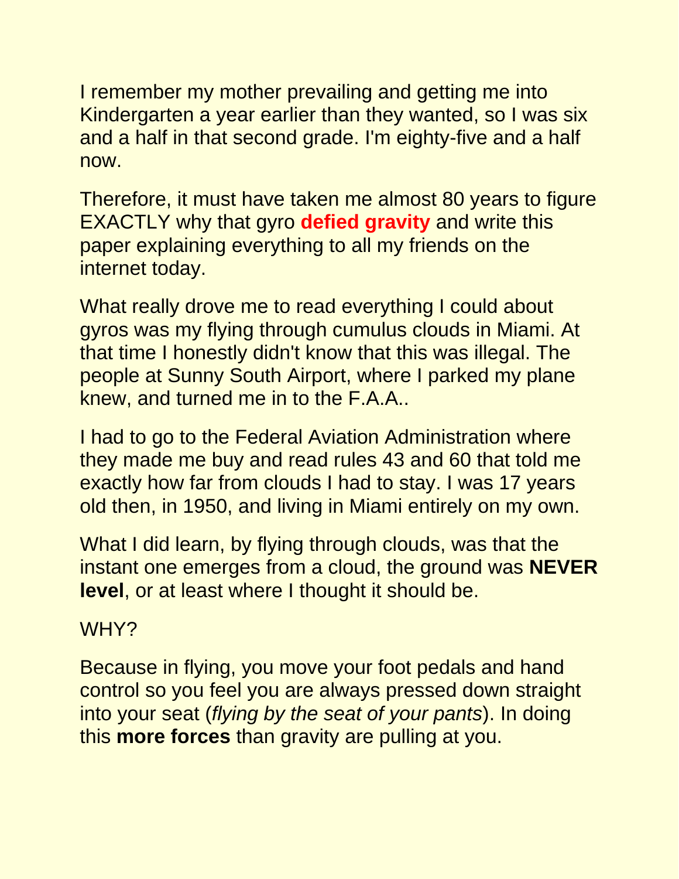I remember my mother prevailing and getting me into Kindergarten a year earlier than they wanted, so I was six and a half in that second grade. I'm eighty-five and a half now.

Therefore, it must have taken me almost 80 years to figure EXACTLY why that gyro **defied gravity** and write this paper explaining everything to all my friends on the internet today.

What really drove me to read everything I could about gyros was my flying through cumulus clouds in Miami. At that time I honestly didn't know that this was illegal. The people at Sunny South Airport, where I parked my plane knew, and turned me in to the F.A.A..

I had to go to the Federal Aviation Administration where they made me buy and read rules 43 and 60 that told me exactly how far from clouds I had to stay. I was 17 years old then, in 1950, and living in Miami entirely on my own.

What I did learn, by flying through clouds, was that the instant one emerges from a cloud, the ground was **NEVER level**, or at least where I thought it should be.

WHY?

Because in flying, you move your foot pedals and hand control so you feel you are always pressed down straight into your seat (*flying by the seat of your pants*). In doing this **more forces** than gravity are pulling at you.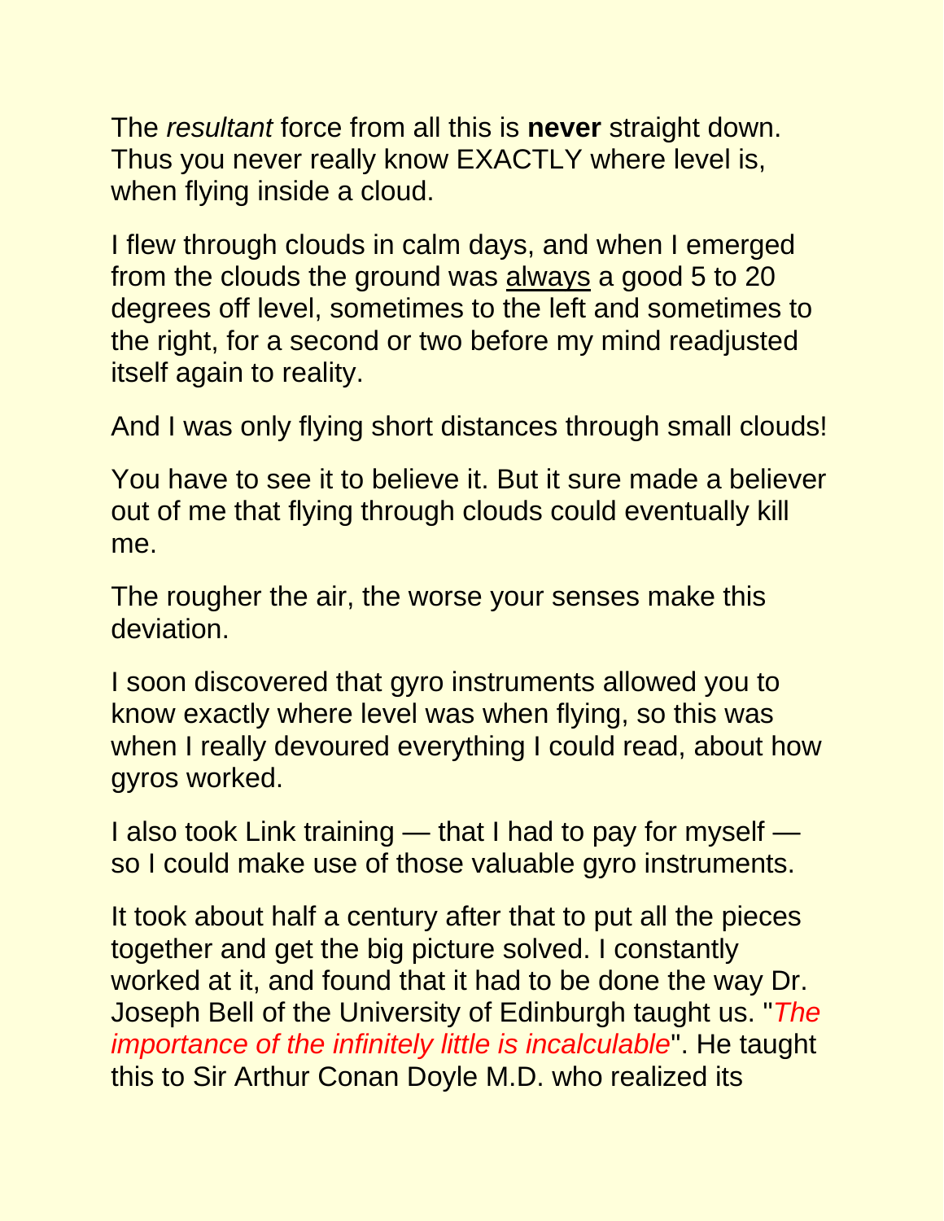The *resultant* force from all this is **never** straight down. Thus you never really know EXACTLY where level is, when flying inside a cloud.

I flew through clouds in calm days, and when I emerged from the clouds the ground was <u>always</u> a good 5 to 20 degrees off level, sometimes to the left and sometimes to the right, for a second or two before my mind readjusted itself again to reality.

And I was only flying short distances through small clouds!

You have to see it to believe it. But it sure made a believer out of me that flying through clouds could eventually kill me.

The rougher the air, the worse your senses make this deviation.

I soon discovered that gyro instruments allowed you to know exactly where level was when flying, so this was when I really devoured everything I could read, about how gyros worked.

I also took Link training — that I had to pay for myself — so I could make use of those valuable gyro instruments.

It took about half a century after that to put all the pieces together and get the big picture solved. I constantly worked at it, and found that it had to be done the way Dr. Joseph Bell of the University of Edinburgh taught us. "*The importance of the infinitely little is incalculable*". He taught this to Sir Arthur Conan Doyle M.D. who realized its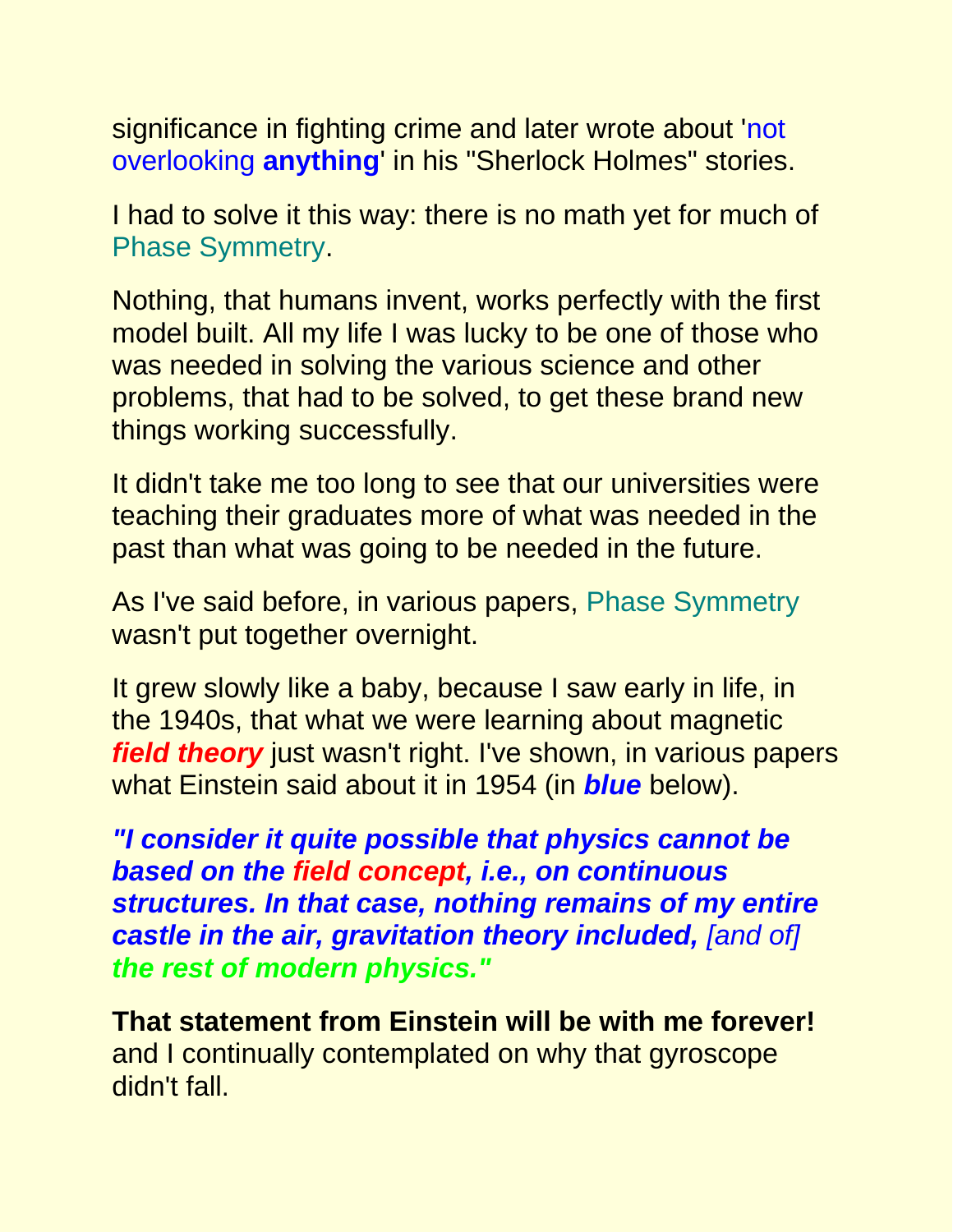significance in fighting crime and later wrote about 'not overlooking **anything**' in his "Sherlock Holmes" stories.

I had to solve it this way: there is no math yet for much of Phase Symmetry.

Nothing, that humans invent, works perfectly with the first model built. All my life I was lucky to be one of those who was needed in solving the various science and other problems, that had to be solved, to get these brand new things working successfully.

It didn't take me too long to see that our universities were teaching their graduates more of what was needed in the past than what was going to be needed in the future.

As I've said before, in various papers, Phase Symmetry wasn't put together overnight.

It grew slowly like a baby, because I saw early in life, in the 1940s, that what we were learning about magnetic ***field theory*** just wasn't right. I've shown, in various papers what Einstein said about it in 1954 (in ***blue*** below).

***"I consider it quite possible that physics cannot be based on the field concept, i.e., on continuous structures. In that case, nothing remains of my entire castle in the air, gravitation theory included,*** *[and of]* ***the rest of modern physics."***

**That statement from Einstein will be with me forever!** and I continually contemplated on why that gyroscope didn't fall.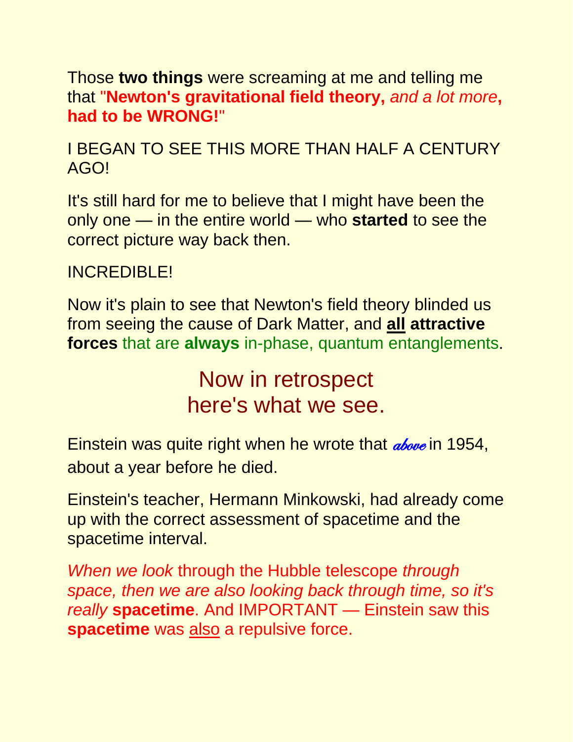Those **two things** were screaming at me and telling me that "**Newton's gravitational field theory,** *and a lot more*, **had to be WRONG!**"

I BEGAN TO SEE THIS MORE THAN HALF A CENTURY AGO!

It's still hard for me to believe that I might have been the only one — in the entire world — who **started** to see the correct picture way back then.

INCREDIBLE!

Now it's plain to see that Newton's field theory blinded us from seeing the cause of Dark Matter, and **all attractive forces** that are **always** in-phase, quantum entanglements.

## Now in retrospect here's what we see.

Einstein was quite right when he wrote that *above* in 1954, about a year before he died.

Einstein's teacher, Hermann Minkowski, had already come up with the correct assessment of spacetime and the spacetime interval.

*When we look* through the Hubble telescope *through space, then we are also looking back through time, so it's really* **spacetime**. And IMPORTANT — Einstein saw this **spacetime** was also a repulsive force.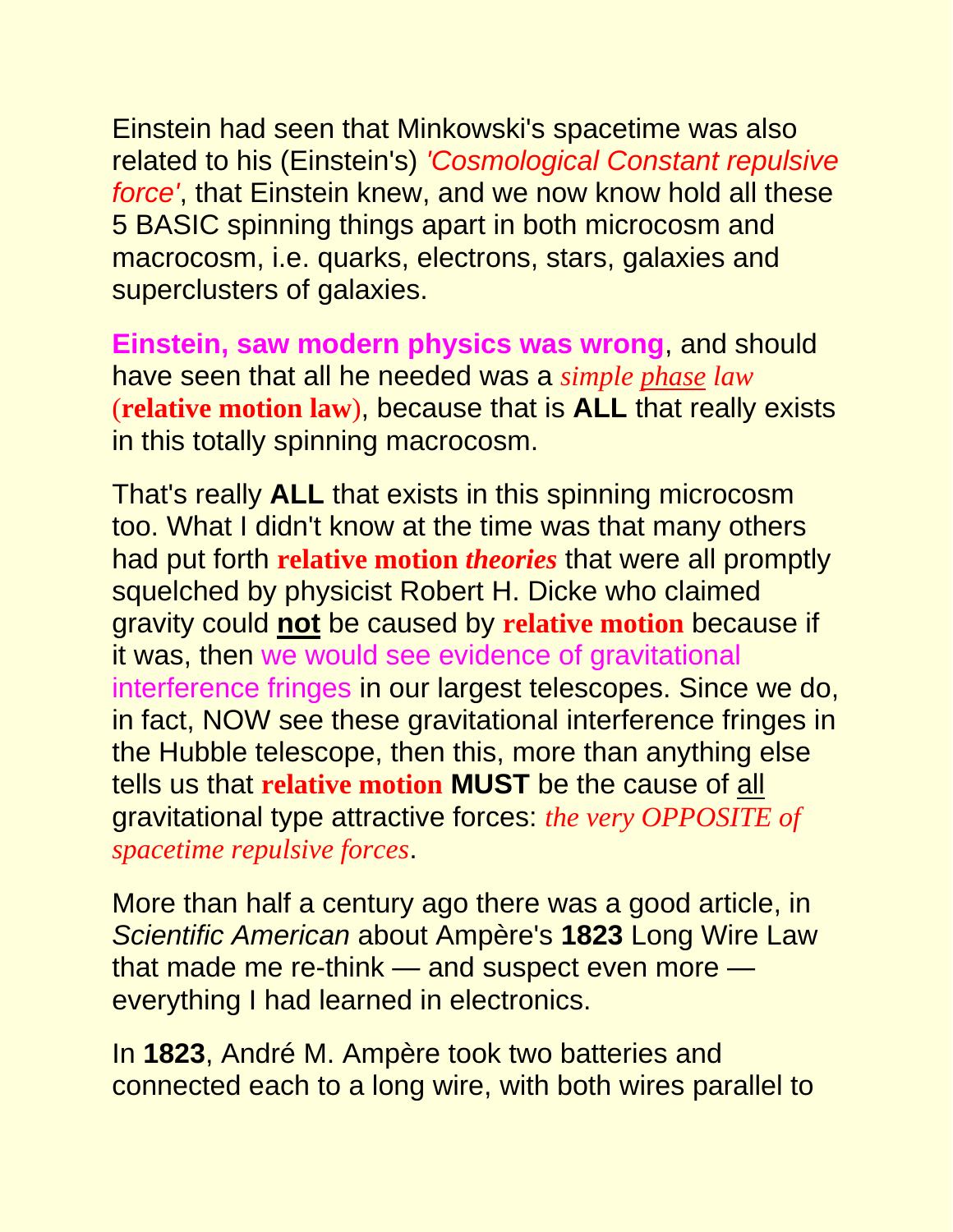Einstein had seen that Minkowski's spacetime was also related to his (Einstein's) *'Cosmological Constant repulsive force'*, that Einstein knew, and we now know hold all these 5 BASIC spinning things apart in both microcosm and macrocosm, i.e. quarks, electrons, stars, galaxies and superclusters of galaxies.

**Einstein, saw modern physics was wrong**, and should have seen that all he needed was a *simple phase law* (**relative motion law**), because that is **ALL** that really exists in this totally spinning macrocosm.

That's really **ALL** that exists in this spinning microcosm too. What I didn't know at the time was that many others had put forth **relative motion *theories*** that were all promptly squelched by physicist Robert H. Dicke who claimed gravity could **not** be caused by **relative motion** because if it was, then we would see evidence of gravitational interference fringes in our largest telescopes. Since we do, in fact, NOW see these gravitational interference fringes in the Hubble telescope, then this, more than anything else tells us that **relative motion** **MUST** be the cause of all gravitational type attractive forces: *the very OPPOSITE of spacetime repulsive forces*.

More than half a century ago there was a good article, in *Scientific American* about Ampère's **1823** Long Wire Law that made me re-think — and suspect even more — everything I had learned in electronics.

In **1823**, André M. Ampère took two batteries and connected each to a long wire, with both wires parallel to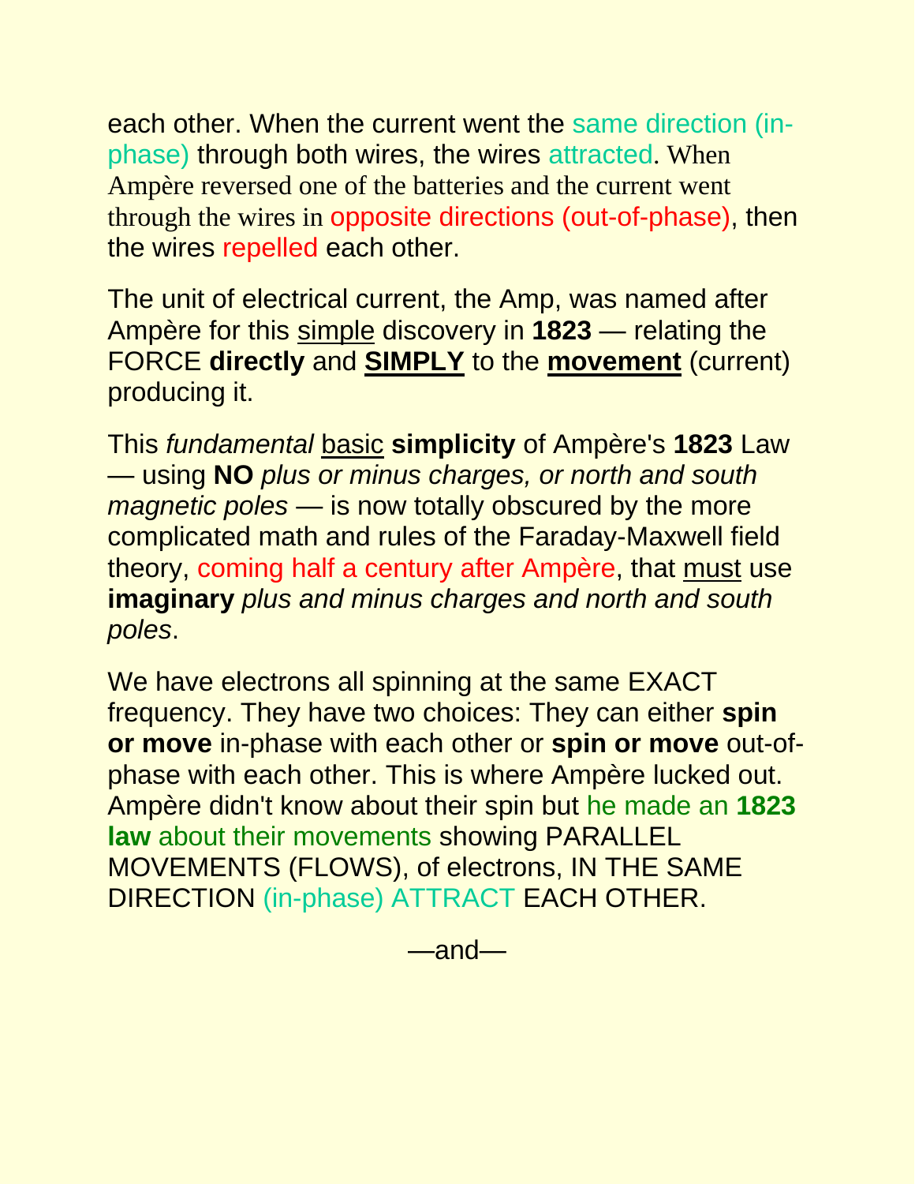each other. When the current went the same direction (in-phase) through both wires, the wires attracted. When Ampère reversed one of the batteries and the current went through the wires in opposite directions (out-of-phase), then the wires repelled each other.

The unit of electrical current, the Amp, was named after Ampère for this simple discovery in **1823** — relating the FORCE **directly** and **SIMPLY** to the **movement** (current) producing it.

This *fundamental* basic **simplicity** of Ampère's **1823** Law — using **NO** *plus or minus charges, or north and south magnetic poles* — is now totally obscured by the more complicated math and rules of the Faraday-Maxwell field theory, coming half a century after Ampère, that must use **imaginary** *plus and minus charges and north and south poles*.

We have electrons all spinning at the same EXACT frequency. They have two choices: They can either **spin or move** in-phase with each other or **spin or move** out-of-phase with each other. This is where Ampère lucked out. Ampère didn't know about their spin but he made an **1823 law** about their movements showing PARALLEL MOVEMENTS (FLOWS), of electrons, IN THE SAME DIRECTION (in-phase) ATTRACT EACH OTHER.

—and—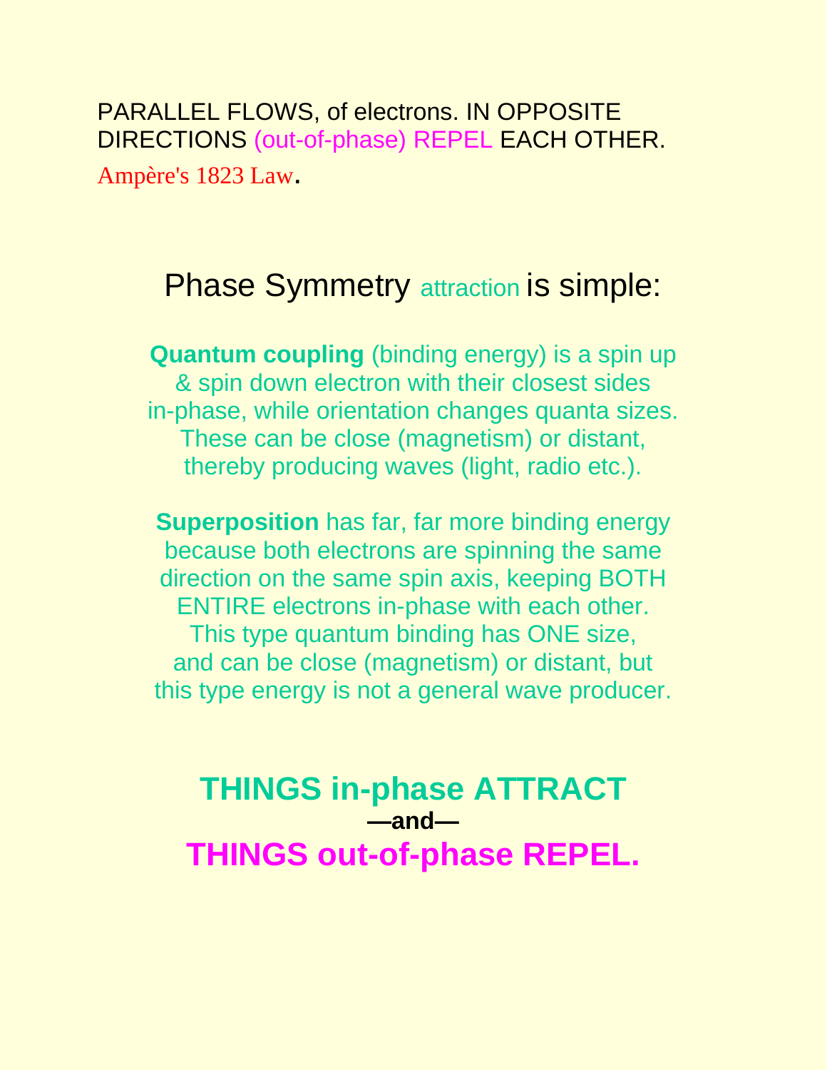PARALLEL FLOWS, of electrons. IN OPPOSITE DIRECTIONS (out-of-phase) REPEL EACH OTHER.

Ampère's 1823 Law.

## Phase Symmetry attraction is simple:

**Quantum coupling** (binding energy) is a spin up & spin down electron with their closest sides in-phase, while orientation changes quanta sizes. These can be close (magnetism) or distant, thereby producing waves (light, radio etc.).

**Superposition** has far, far more binding energy because both electrons are spinning the same direction on the same spin axis, keeping BOTH ENTIRE electrons in-phase with each other. This type quantum binding has ONE size, and can be close (magnetism) or distant, but this type energy is not a general wave producer.

**THINGS in-phase ATTRACT**

**—and—**

**THINGS out-of-phase REPEL.**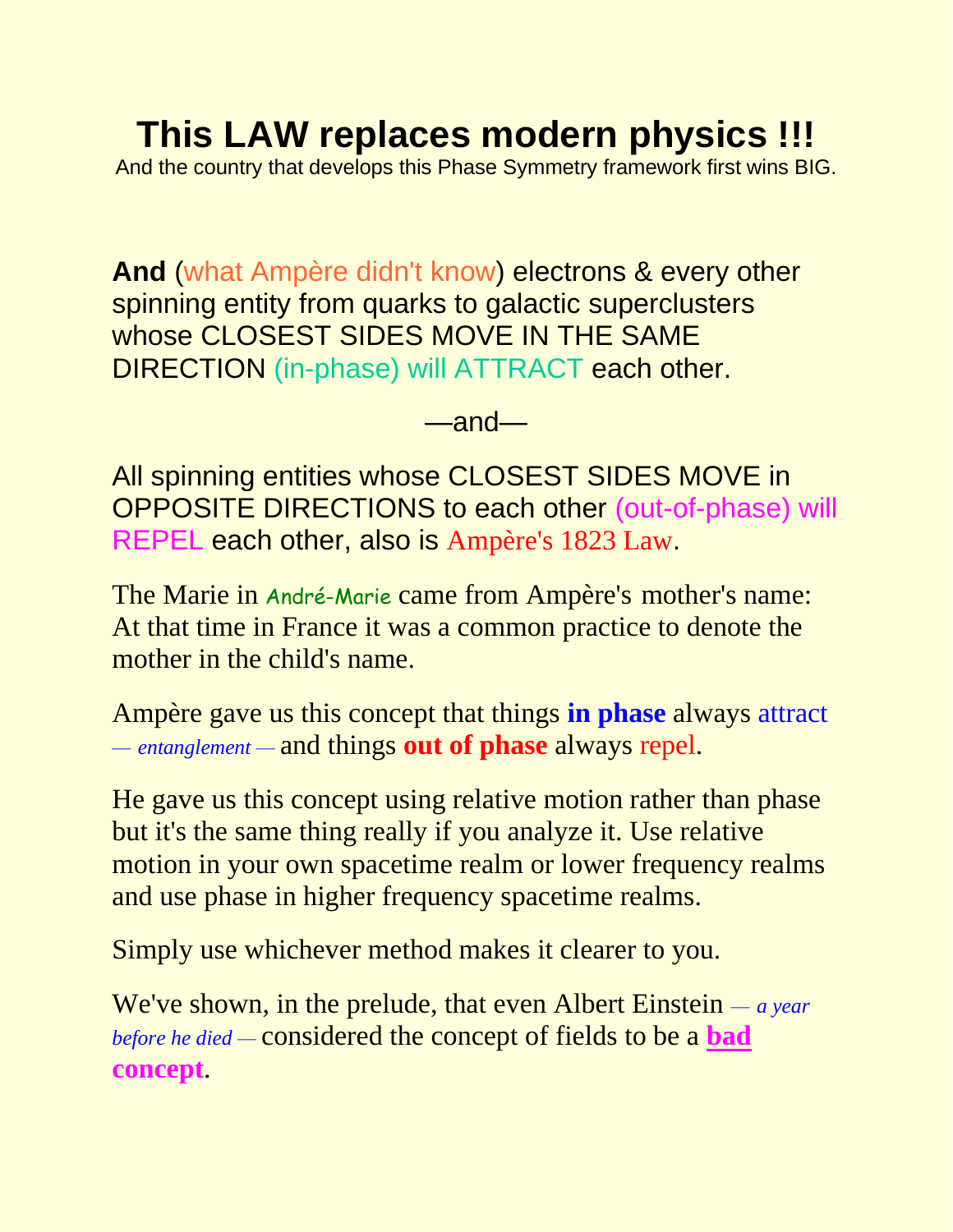# This LAW replaces modern physics !!!

And the country that develops this Phase Symmetry framework first wins BIG.

**And** (what Ampère didn't know) electrons & every other spinning entity from quarks to galactic superclusters whose CLOSEST SIDES MOVE IN THE SAME DIRECTION (in-phase) will ATTRACT each other.

—and—

All spinning entities whose CLOSEST SIDES MOVE in OPPOSITE DIRECTIONS to each other (out-of-phase) will REPEL each other, also is Ampère's 1823 Law.

The Marie in André-Marie came from Ampère's mother's name: At that time in France it was a common practice to denote the mother in the child's name.

Ampère gave us this concept that things **in phase** always attract *— entanglement —* and things **out of phase** always repel.

He gave us this concept using relative motion rather than phase but it's the same thing really if you analyze it. Use relative motion in your own spacetime realm or lower frequency realms and use phase in higher frequency spacetime realms.

Simply use whichever method makes it clearer to you.

We've shown, in the prelude, that even Albert Einstein *— a year before he died —* considered the concept of fields to be a **bad concept**.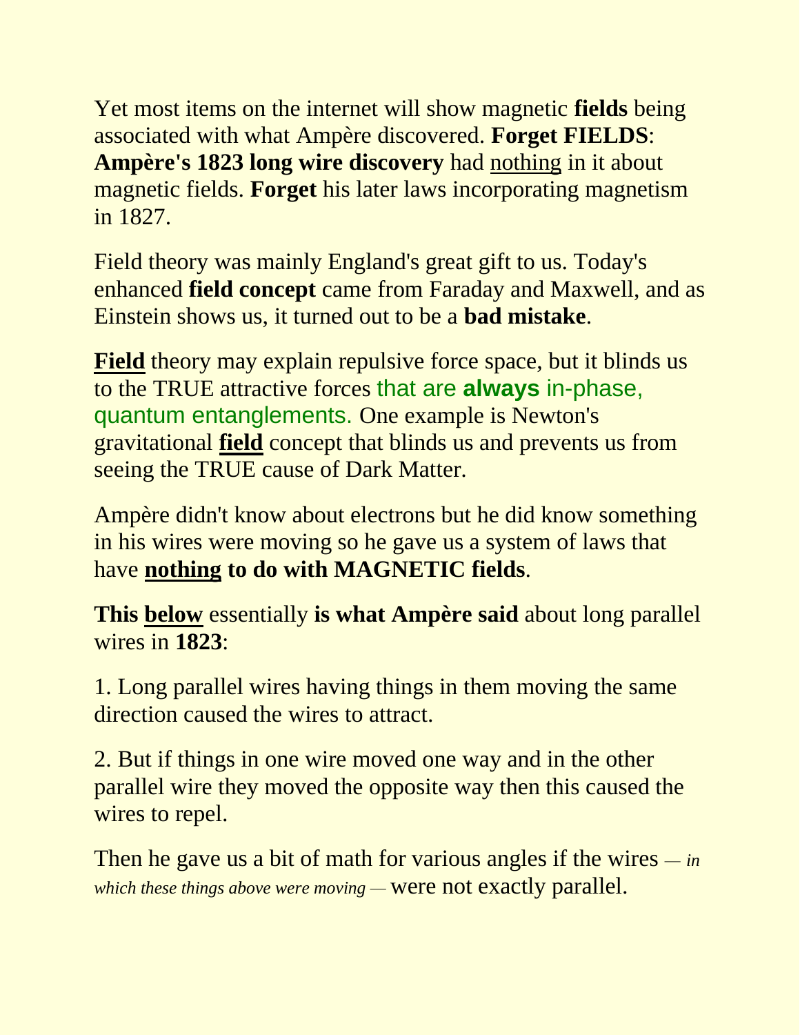Yet most items on the internet will show magnetic **fields** being associated with what Ampère discovered. **Forget FIELDS**: **Ampère's 1823 long wire discovery** had nothing in it about magnetic fields. **Forget** his later laws incorporating magnetism in 1827.

Field theory was mainly England's great gift to us. Today's enhanced **field concept** came from Faraday and Maxwell, and as Einstein shows us, it turned out to be a **bad mistake**.

**Field** theory may explain repulsive force space, but it blinds us to the TRUE attractive forces that are **always** in-phase, quantum entanglements. One example is Newton's gravitational **field** concept that blinds us and prevents us from seeing the TRUE cause of Dark Matter.

Ampère didn't know about electrons but he did know something in his wires were moving so he gave us a system of laws that have **nothing to do with MAGNETIC fields**.

**This below** essentially **is what Ampère said** about long parallel wires in **1823**:

1. Long parallel wires having things in them moving the same direction caused the wires to attract.

2. But if things in one wire moved one way and in the other parallel wire they moved the opposite way then this caused the wires to repel.

Then he gave us a bit of math for various angles if the wires *— in which these things above were moving —* were not exactly parallel.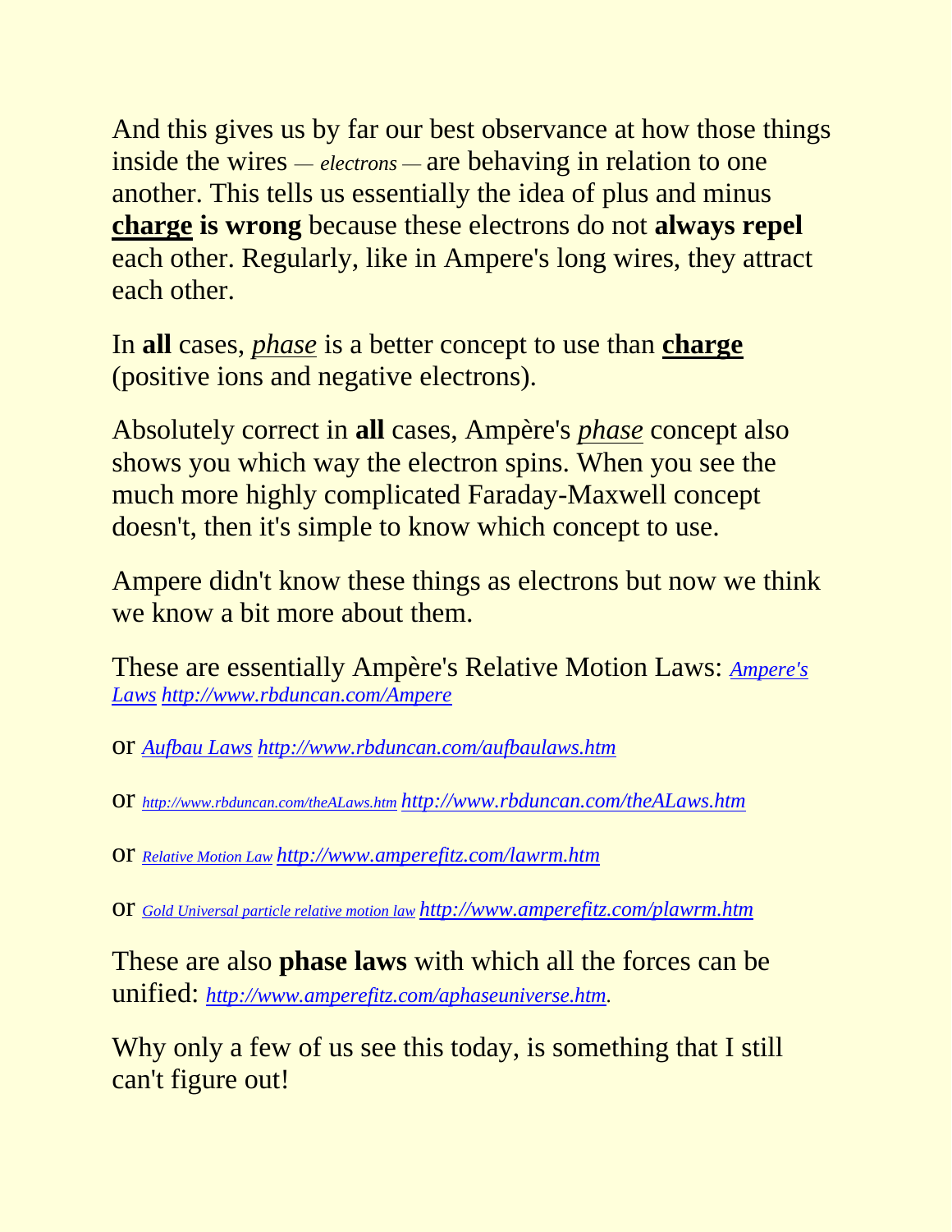And this gives us by far our best observance at how those things inside the wires *— electrons —* are behaving in relation to one another. This tells us essentially the idea of plus and minus **charge is wrong** because these electrons do not **always repel** each other. Regularly, like in Ampere's long wires, they attract each other.

In **all** cases, *phase* is a better concept to use than **charge** (positive ions and negative electrons).

Absolutely correct in **all** cases, Ampère's *phase* concept also shows you which way the electron spins. When you see the much more highly complicated Faraday-Maxwell concept doesn't, then it's simple to know which concept to use.

Ampere didn't know these things as electrons but now we think we know a bit more about them.

These are essentially Ampère's Relative Motion Laws: *Ampere's Laws* *http://www.rbduncan.com/Ampere*

or *Aufbau Laws* *http://www.rbduncan.com/aufbaulaws.htm*

or *http://www.rbduncan.com/theALaws.htm* *http://www.rbduncan.com/theALaws.htm*

or *Relative Motion Law* *http://www.amperefitz.com/lawrm.htm*

or *Gold Universal particle relative motion law* *http://www.amperefitz.com/plawrm.htm*

These are also **phase laws** with which all the forces can be unified: *http://www.amperefitz.com/aphaseuniverse.htm*.

Why only a few of us see this today, is something that I still can't figure out!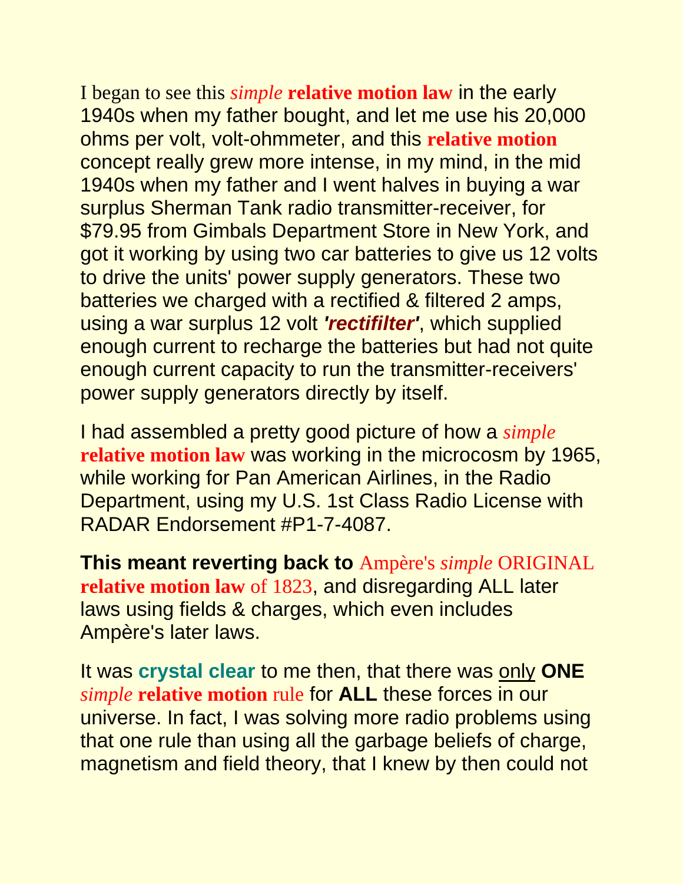I began to see this *simple* **relative motion law** in the early 1940s when my father bought, and let me use his 20,000 ohms per volt, volt-ohmmeter, and this **relative motion** concept really grew more intense, in my mind, in the mid 1940s when my father and I went halves in buying a war surplus Sherman Tank radio transmitter-receiver, for $79.95 from Gimbals Department Store in New York, and got it working by using two car batteries to give us 12 volts to drive the units' power supply generators. These two batteries we charged with a rectified & filtered 2 amps, using a war surplus 12 volt ***'rectifilter'***, which supplied enough current to recharge the batteries but had not quite enough current capacity to run the transmitter-receivers' power supply generators directly by itself.

I had assembled a pretty good picture of how a *simple* **relative motion law** was working in the microcosm by 1965, while working for Pan American Airlines, in the Radio Department, using my U.S. 1st Class Radio License with RADAR Endorsement #P1-7-4087.

**This meant reverting back to** Ampère's *simple* ORIGINAL **relative motion law** of 1823, and disregarding ALL later laws using fields & charges, which even includes Ampère's later laws.

It was **crystal clear** to me then, that there was only **ONE** *simple* **relative motion** rule for **ALL** these forces in our universe. In fact, I was solving more radio problems using that one rule than using all the garbage beliefs of charge, magnetism and field theory, that I knew by then could not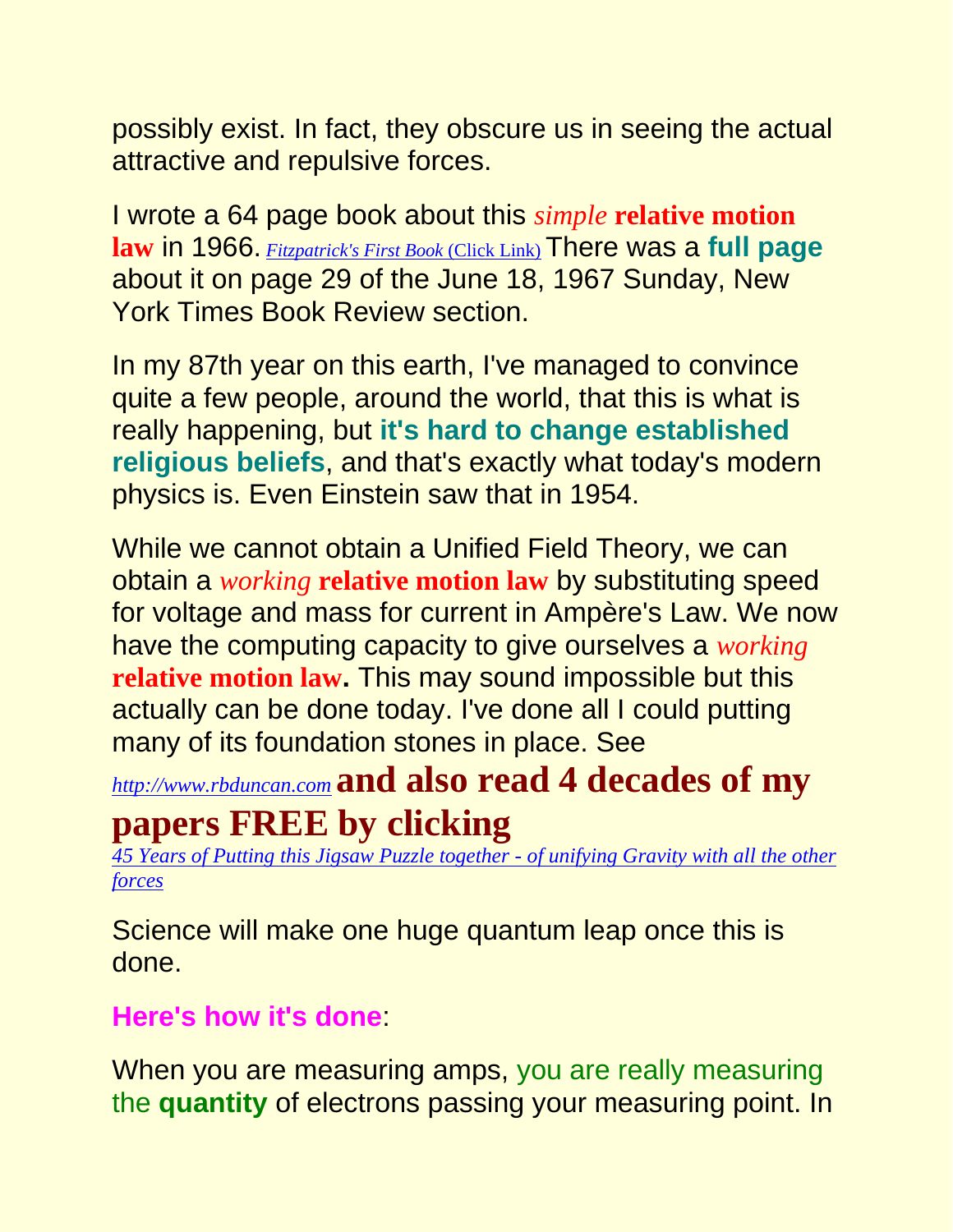possibly exist. In fact, they obscure us in seeing the actual attractive and repulsive forces.

I wrote a 64 page book about this ***simple*** **relative motion law** in 1966. *Fitzpatrick's First Book* (Click Link) There was a **full page** about it on page 29 of the June 18, 1967 Sunday, New York Times Book Review section.

In my 87th year on this earth, I've managed to convince quite a few people, around the world, that this is what is really happening, but **it's hard to change established religious beliefs**, and that's exactly what today's modern physics is. Even Einstein saw that in 1954.

While we cannot obtain a Unified Field Theory, we can obtain a *working* **relative motion law** by substituting speed for voltage and mass for current in Ampère's Law. We now have the computing capacity to give ourselves a *working* **relative motion law.** This may sound impossible but this actually can be done today. I've done all I could putting many of its foundation stones in place. See *http://www.rbduncan.com* **and also read 4 decades of my papers FREE by clicking**
*45 Years of Putting this Jigsaw Puzzle together - of unifying Gravity with all the other forces*

Science will make one huge quantum leap once this is done.

**Here's how it's done**:

When you are measuring amps, you are really measuring the **quantity** of electrons passing your measuring point. In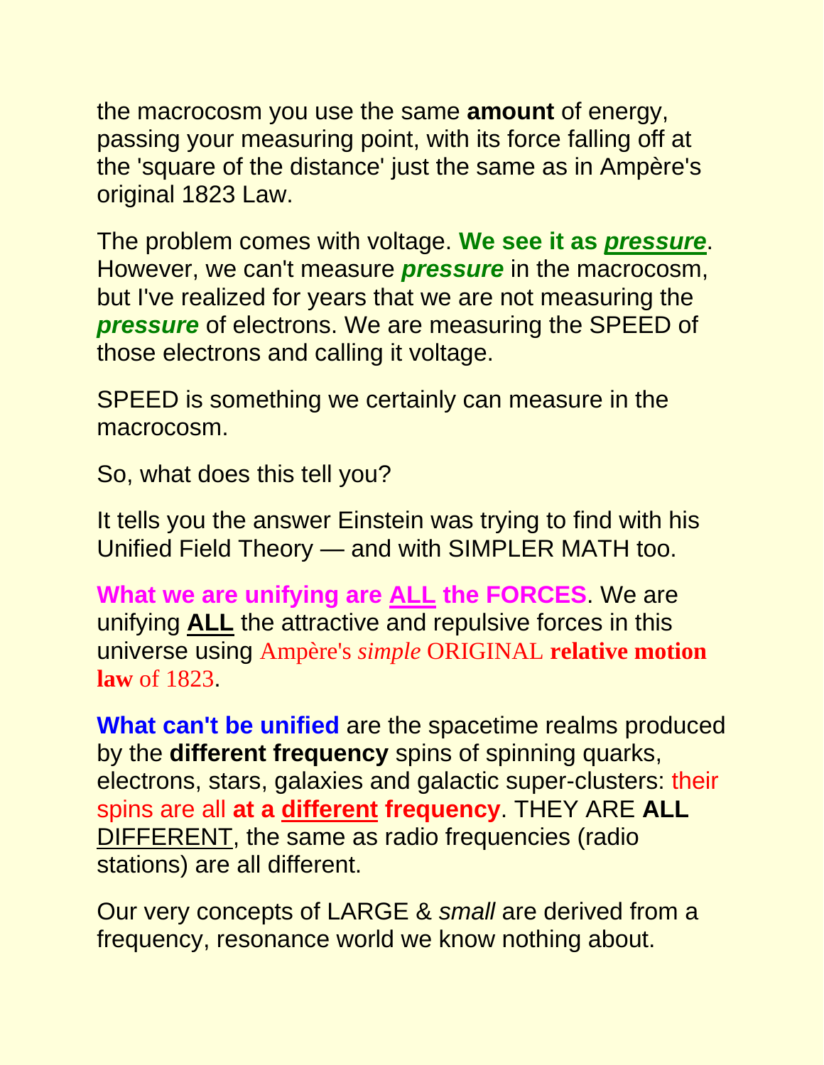the macrocosm you use the same **amount** of energy, passing your measuring point, with its force falling off at the 'square of the distance' just the same as in Ampère's original 1823 Law.

The problem comes with voltage. **We see it as *pressure***. However, we can't measure ***pressure*** in the macrocosm, but I've realized for years that we are not measuring the ***pressure*** of electrons. We are measuring the SPEED of those electrons and calling it voltage.

SPEED is something we certainly can measure in the macrocosm.

So, what does this tell you?

It tells you the answer Einstein was trying to find with his Unified Field Theory — and with SIMPLER MATH too.

**What we are unifying are ALL the FORCES**. We are unifying **ALL** the attractive and repulsive forces in this universe using Ampère's *simple* ORIGINAL **relative motion law** of 1823.

**What can't be unified** are the spacetime realms produced by the **different frequency** spins of spinning quarks, electrons, stars, galaxies and galactic super-clusters: their spins are all **at a different frequency**. THEY ARE **ALL** DIFFERENT, the same as radio frequencies (radio stations) are all different.

Our very concepts of LARGE & *small* are derived from a frequency, resonance world we know nothing about.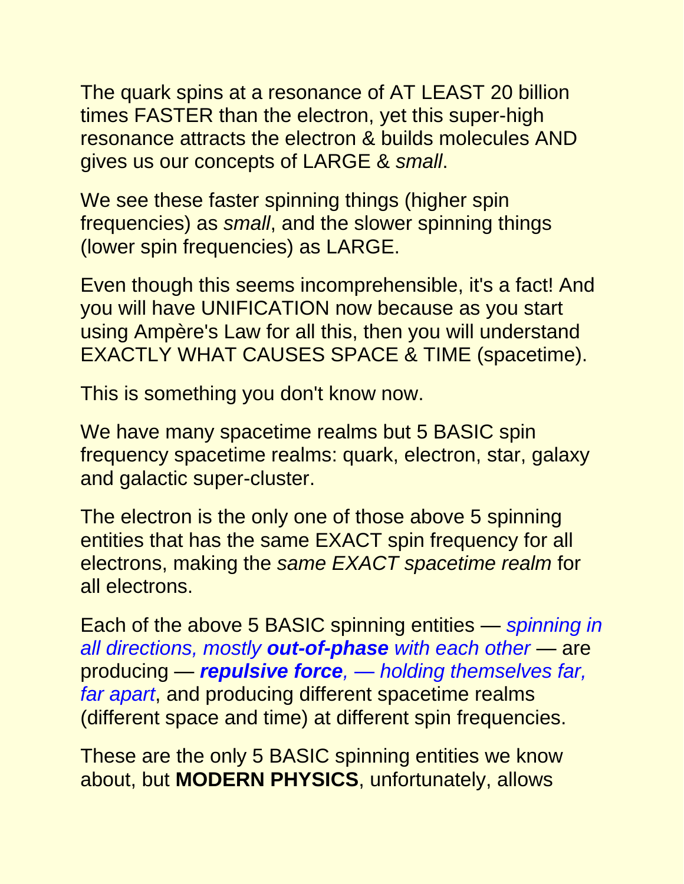The quark spins at a resonance of AT LEAST 20 billion times FASTER than the electron, yet this super-high resonance attracts the electron & builds molecules AND gives us our concepts of LARGE & *small*.

We see these faster spinning things (higher spin frequencies) as *small*, and the slower spinning things (lower spin frequencies) as LARGE.

Even though this seems incomprehensible, it's a fact! And you will have UNIFICATION now because as you start using Ampère's Law for all this, then you will understand EXACTLY WHAT CAUSES SPACE & TIME (spacetime).

This is something you don't know now.

We have many spacetime realms but 5 BASIC spin frequency spacetime realms: quark, electron, star, galaxy and galactic super-cluster.

The electron is the only one of those above 5 spinning entities that has the same EXACT spin frequency for all electrons, making the *same EXACT spacetime realm* for all electrons.

Each of the above 5 BASIC spinning entities — *spinning in all directions, mostly* ***out-of-phase*** *with each other* — are producing — ***repulsive force****, — holding themselves far, far apart*, and producing different spacetime realms (different space and time) at different spin frequencies.

These are the only 5 BASIC spinning entities we know about, but **MODERN PHYSICS**, unfortunately, allows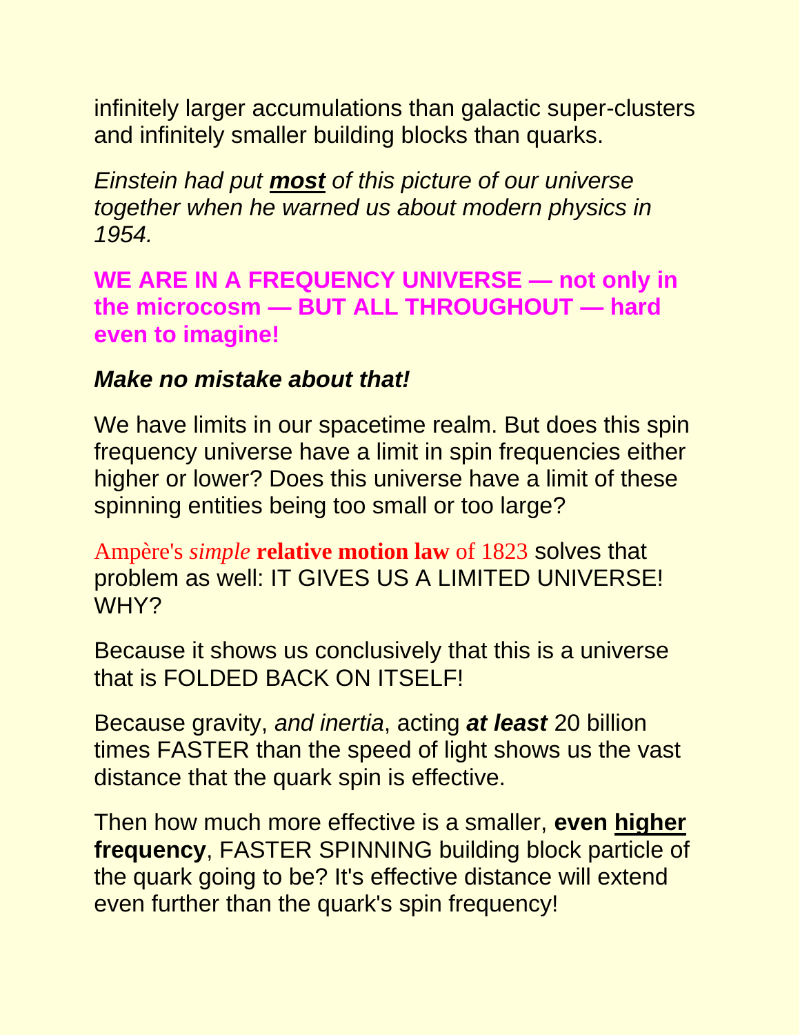infinitely larger accumulations than galactic super-clusters and infinitely smaller building blocks than quarks.

*Einstein had put **most** of this picture of our universe together when he warned us about modern physics in 1954.*

**WE ARE IN A FREQUENCY UNIVERSE — not only in the microcosm — BUT ALL THROUGHOUT — hard even to imagine!**

***Make no mistake about that!***

We have limits in our spacetime realm. But does this spin frequency universe have a limit in spin frequencies either higher or lower? Does this universe have a limit of these spinning entities being too small or too large?

Ampère's *simple* **relative motion law** of 1823 solves that problem as well: IT GIVES US A LIMITED UNIVERSE! WHY?

Because it shows us conclusively that this is a universe that is FOLDED BACK ON ITSELF!

Because gravity, *and inertia*, acting ***at least*** 20 billion times FASTER than the speed of light shows us the vast distance that the quark spin is effective.

Then how much more effective is a smaller, **even higher frequency**, FASTER SPINNING building block particle of the quark going to be? It's effective distance will extend even further than the quark's spin frequency!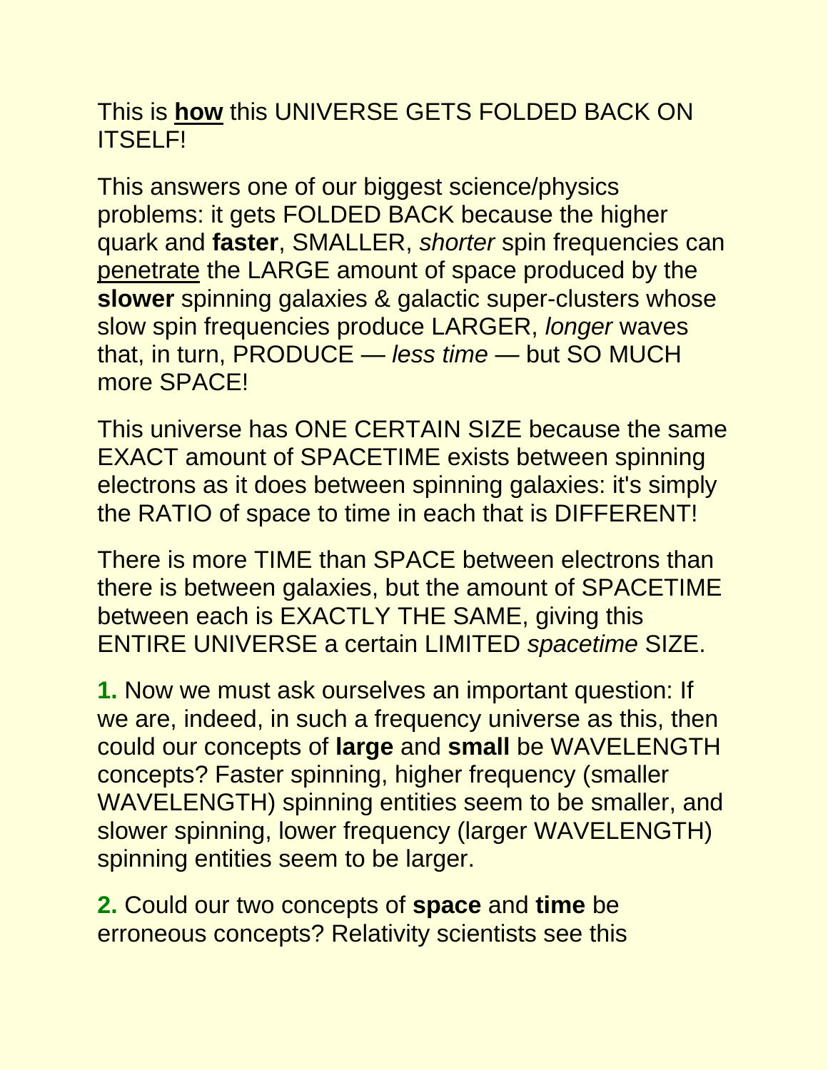This is <u>**how**</u> this UNIVERSE GETS FOLDED BACK ON ITSELF!

This answers one of our biggest science/physics problems: it gets FOLDED BACK because the higher quark and **faster**, SMALLER, *shorter* spin frequencies can <u>penetrate</u> the LARGE amount of space produced by the **slower** spinning galaxies & galactic super-clusters whose slow spin frequencies produce LARGER, *longer* waves that, in turn, PRODUCE — *less time* — but SO MUCH more SPACE!

This universe has ONE CERTAIN SIZE because the same EXACT amount of SPACETIME exists between spinning electrons as it does between spinning galaxies: it's simply the RATIO of space to time in each that is DIFFERENT!

There is more TIME than SPACE between electrons than there is between galaxies, but the amount of SPACETIME between each is EXACTLY THE SAME, giving this ENTIRE UNIVERSE a certain LIMITED *spacetime* SIZE.

**1.** Now we must ask ourselves an important question: If we are, indeed, in such a frequency universe as this, then could our concepts of **large** and **small** be WAVELENGTH concepts? Faster spinning, higher frequency (smaller WAVELENGTH) spinning entities seem to be smaller, and slower spinning, lower frequency (larger WAVELENGTH) spinning entities seem to be larger.

**2.** Could our two concepts of **space** and **time** be erroneous concepts? Relativity scientists see this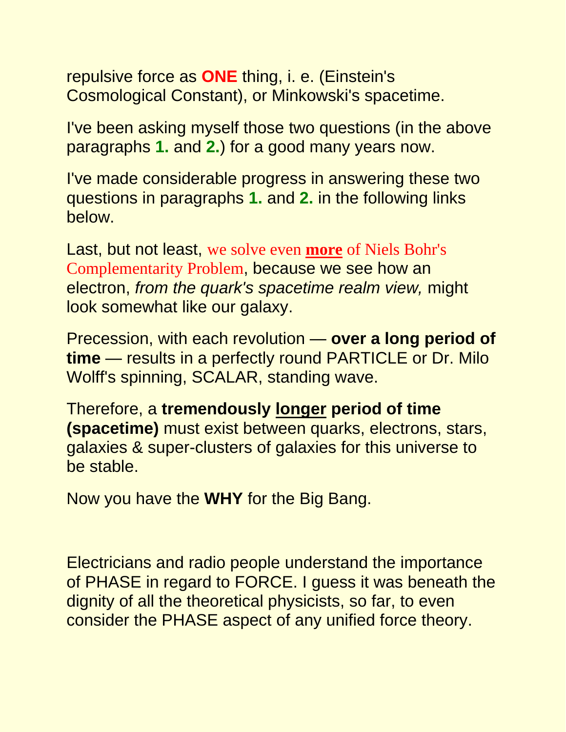repulsive force as **ONE** thing, i. e. (Einstein's Cosmological Constant), or Minkowski's spacetime.

I've been asking myself those two questions (in the above paragraphs **1.** and **2.**) for a good many years now.

I've made considerable progress in answering these two questions in paragraphs **1.** and **2.** in the following links below.

Last, but not least, we solve even **more** of Niels Bohr's Complementarity Problem, because we see how an electron, *from the quark's spacetime realm view,* might look somewhat like our galaxy.

Precession, with each revolution — **over a long period of time** — results in a perfectly round PARTICLE or Dr. Milo Wolff's spinning, SCALAR, standing wave.

Therefore, a **tremendously longer period of time (spacetime)** must exist between quarks, electrons, stars, galaxies & super-clusters of galaxies for this universe to be stable.

Now you have the **WHY** for the Big Bang.

Electricians and radio people understand the importance of PHASE in regard to FORCE. I guess it was beneath the dignity of all the theoretical physicists, so far, to even consider the PHASE aspect of any unified force theory.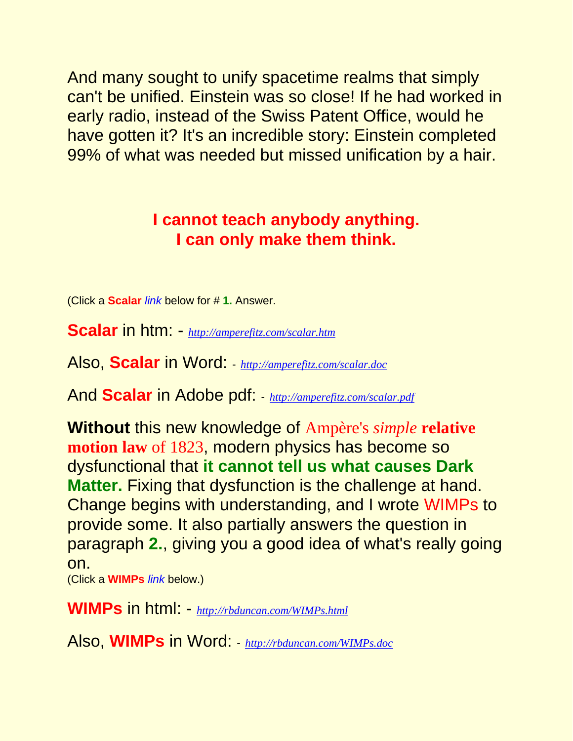And many sought to unify spacetime realms that simply can't be unified. Einstein was so close! If he had worked in early radio, instead of the Swiss Patent Office, would he have gotten it? It's an incredible story: Einstein completed 99% of what was needed but missed unification by a hair.

**I cannot teach anybody anything.**
**I can only make them think.**

(Click a **Scalar** *link* below for # **1.** Answer.

**Scalar** in htm: - *http://amperefitz.com/scalar.htm*

Also, **Scalar** in Word: - *http://amperefitz.com/scalar.doc*

And **Scalar** in Adobe pdf: - *http://amperefitz.com/scalar.pdf*

**Without** this new knowledge of Ampère's *simple* **relative motion law** of 1823, modern physics has become so dysfunctional that **it cannot tell us what causes Dark Matter.** Fixing that dysfunction is the challenge at hand. Change begins with understanding, and I wrote WIMPs to provide some. It also partially answers the question in paragraph **2.**, giving you a good idea of what's really going on.

(Click a **WIMPs** *link* below.)

**WIMPs** in html: - *http://rbduncan.com/WIMPs.html*

Also, **WIMPs** in Word: - *http://rbduncan.com/WIMPs.doc*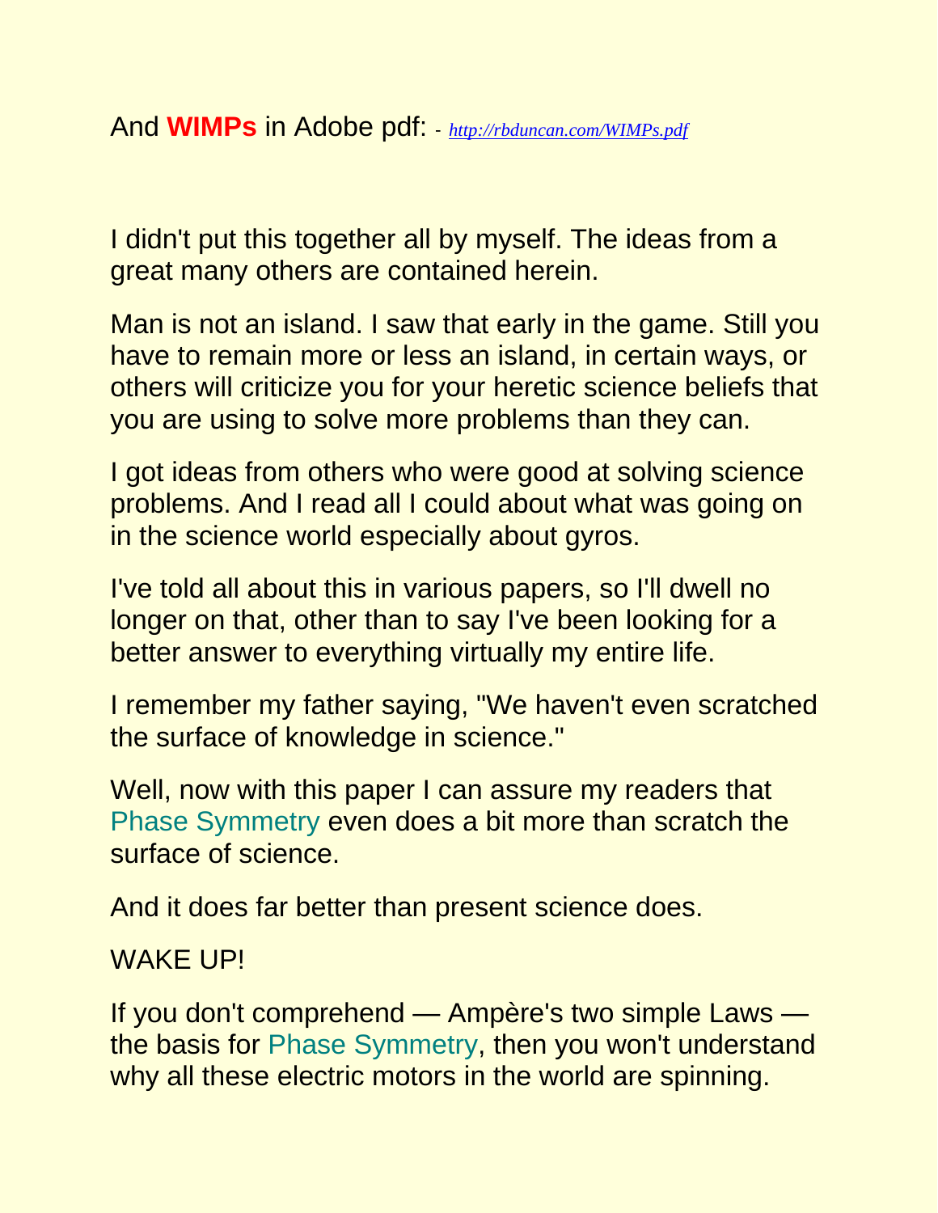And **WIMPs** in Adobe pdf: - *http://rbduncan.com/WIMPs.pdf*

I didn't put this together all by myself. The ideas from a great many others are contained herein.

Man is not an island. I saw that early in the game. Still you have to remain more or less an island, in certain ways, or others will criticize you for your heretic science beliefs that you are using to solve more problems than they can.

I got ideas from others who were good at solving science problems. And I read all I could about what was going on in the science world especially about gyros.

I've told all about this in various papers, so I'll dwell no longer on that, other than to say I've been looking for a better answer to everything virtually my entire life.

I remember my father saying, "We haven't even scratched the surface of knowledge in science."

Well, now with this paper I can assure my readers that Phase Symmetry even does a bit more than scratch the surface of science.

And it does far better than present science does.

WAKE UP!

If you don't comprehend — Ampère's two simple Laws — the basis for Phase Symmetry, then you won't understand why all these electric motors in the world are spinning.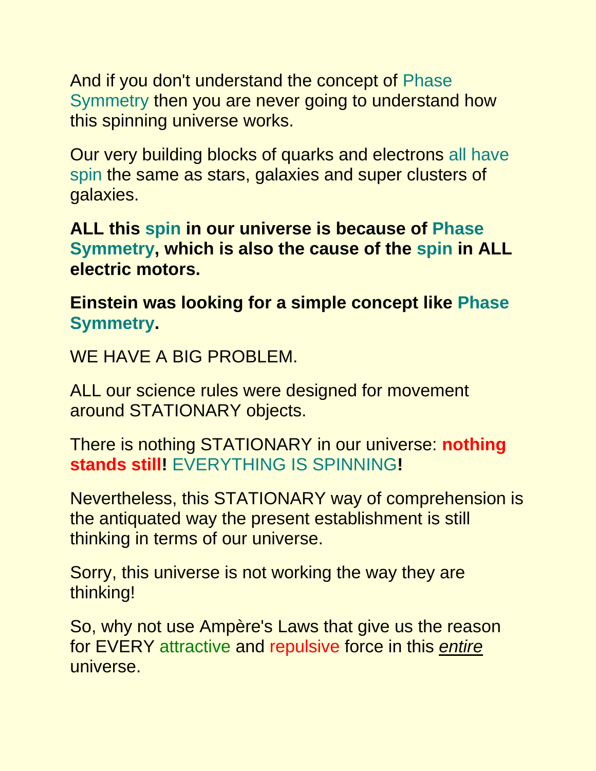And if you don't understand the concept of Phase Symmetry then you are never going to understand how this spinning universe works.

Our very building blocks of quarks and electrons all have spin the same as stars, galaxies and super clusters of galaxies.

**ALL this spin in our universe is because of Phase Symmetry, which is also the cause of the spin in ALL electric motors.**

**Einstein was looking for a simple concept like Phase Symmetry.**

WE HAVE A BIG PROBLEM.

ALL our science rules were designed for movement around STATIONARY objects.

There is nothing STATIONARY in our universe: **nothing stands still!** EVERYTHING IS SPINNING**!**

Nevertheless, this STATIONARY way of comprehension is the antiquated way the present establishment is still thinking in terms of our universe.

Sorry, this universe is not working the way they are thinking!

So, why not use Ampère's Laws that give us the reason for EVERY attractive and repulsive force in this *entire* universe.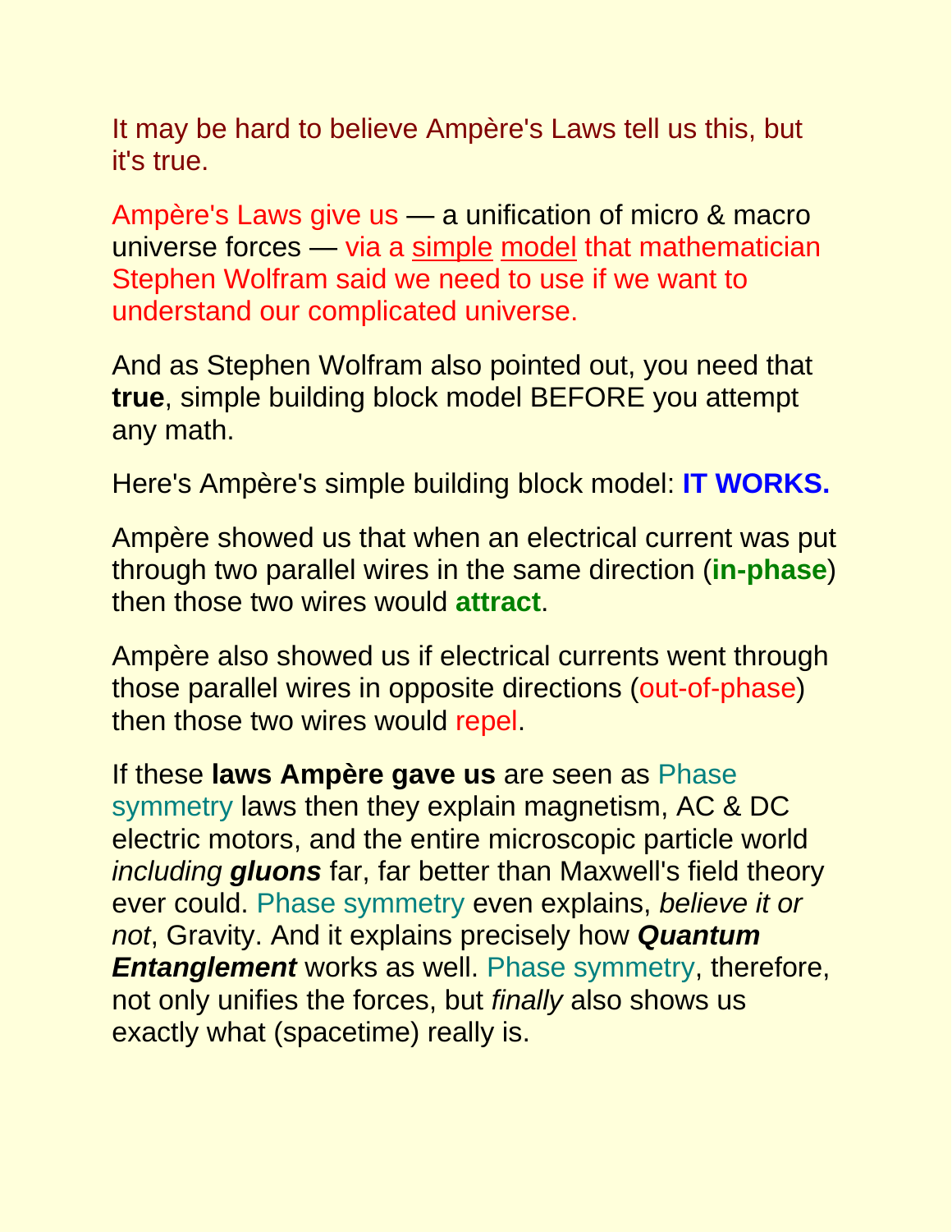It may be hard to believe Ampère's Laws tell us this, but it's true.

Ampère's Laws give us — a unification of micro & macro universe forces — via a simple model that mathematician Stephen Wolfram said we need to use if we want to understand our complicated universe.

And as Stephen Wolfram also pointed out, you need that **true**, simple building block model BEFORE you attempt any math.

Here's Ampère's simple building block model: **IT WORKS.**

Ampère showed us that when an electrical current was put through two parallel wires in the same direction (**in-phase**) then those two wires would **attract**.

Ampère also showed us if electrical currents went through those parallel wires in opposite directions (out-of-phase) then those two wires would repel.

If these **laws Ampère gave us** are seen as Phase symmetry laws then they explain magnetism, AC & DC electric motors, and the entire microscopic particle world *including* ***gluons*** far, far better than Maxwell's field theory ever could. Phase symmetry even explains, *believe it or not*, Gravity. And it explains precisely how ***Quantum Entanglement*** works as well. Phase symmetry, therefore, not only unifies the forces, but *finally* also shows us exactly what (spacetime) really is.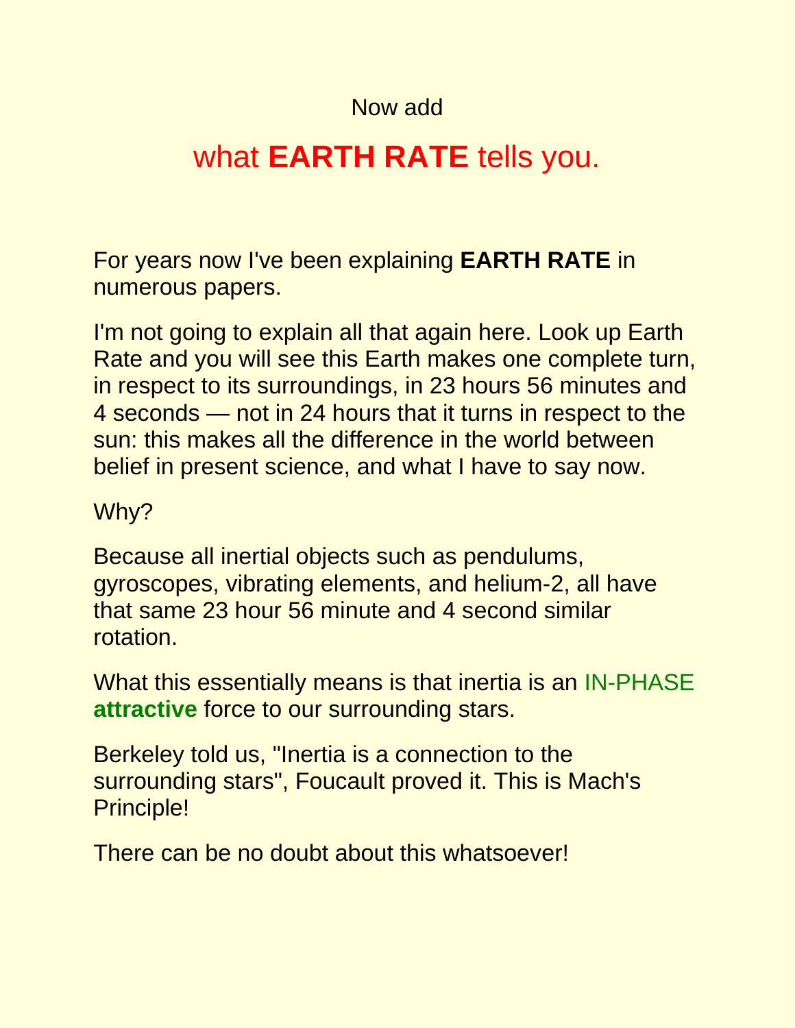Now add

## what **EARTH RATE** tells you.

For years now I've been explaining **EARTH RATE** in numerous papers.

I'm not going to explain all that again here. Look up Earth Rate and you will see this Earth makes one complete turn, in respect to its surroundings, in 23 hours 56 minutes and 4 seconds — not in 24 hours that it turns in respect to the sun: this makes all the difference in the world between belief in present science, and what I have to say now.

Why?

Because all inertial objects such as pendulums, gyroscopes, vibrating elements, and helium-2, all have that same 23 hour 56 minute and 4 second similar rotation.

What this essentially means is that inertia is an IN-PHASE **attractive** force to our surrounding stars.

Berkeley told us, "Inertia is a connection to the surrounding stars", Foucault proved it. This is Mach's Principle!

There can be no doubt about this whatsoever!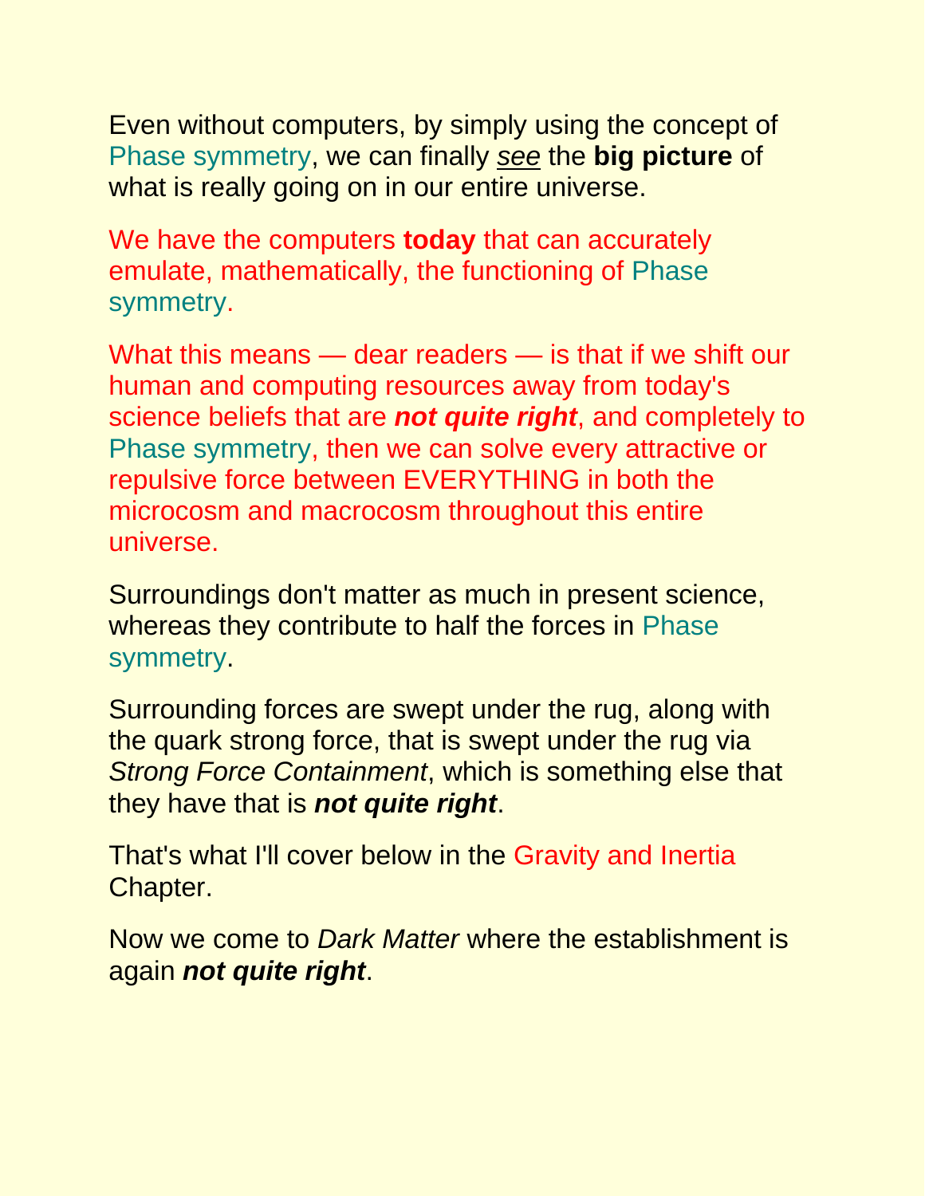Even without computers, by simply using the concept of Phase symmetry, we can finally _see_ the **big picture** of what is really going on in our entire universe.

We have the computers **today** that can accurately emulate, mathematically, the functioning of Phase symmetry.

What this means — dear readers — is that if we shift our human and computing resources away from today's science beliefs that are ***not quite right***, and completely to Phase symmetry, then we can solve every attractive or repulsive force between EVERYTHING in both the microcosm and macrocosm throughout this entire universe.

Surroundings don't matter as much in present science, whereas they contribute to half the forces in Phase symmetry.

Surrounding forces are swept under the rug, along with the quark strong force, that is swept under the rug via *Strong Force Containment*, which is something else that they have that is ***not quite right***.

That's what I'll cover below in the Gravity and Inertia Chapter.

Now we come to *Dark Matter* where the establishment is again ***not quite right***.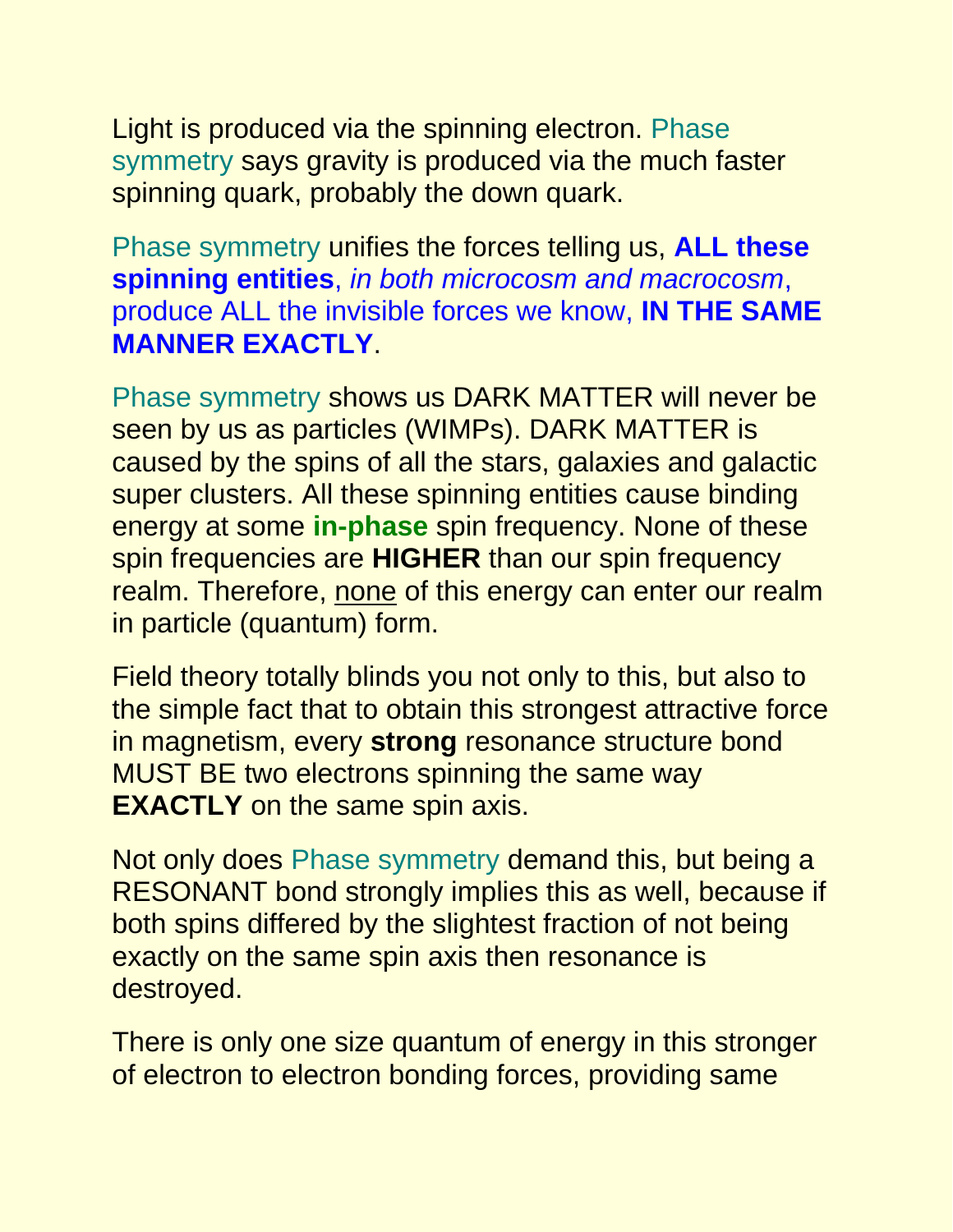Light is produced via the spinning electron. Phase symmetry says gravity is produced via the much faster spinning quark, probably the down quark.

Phase symmetry unifies the forces telling us, **ALL these spinning entities**, *in both microcosm and macrocosm*, produce ALL the invisible forces we know, **IN THE SAME MANNER EXACTLY**.

Phase symmetry shows us DARK MATTER will never be seen by us as particles (WIMPs). DARK MATTER is caused by the spins of all the stars, galaxies and galactic super clusters. All these spinning entities cause binding energy at some **in-phase** spin frequency. None of these spin frequencies are **HIGHER** than our spin frequency realm. Therefore, none of this energy can enter our realm in particle (quantum) form.

Field theory totally blinds you not only to this, but also to the simple fact that to obtain this strongest attractive force in magnetism, every **strong** resonance structure bond MUST BE two electrons spinning the same way **EXACTLY** on the same spin axis.

Not only does Phase symmetry demand this, but being a RESONANT bond strongly implies this as well, because if both spins differed by the slightest fraction of not being exactly on the same spin axis then resonance is destroyed.

There is only one size quantum of energy in this stronger of electron to electron bonding forces, providing same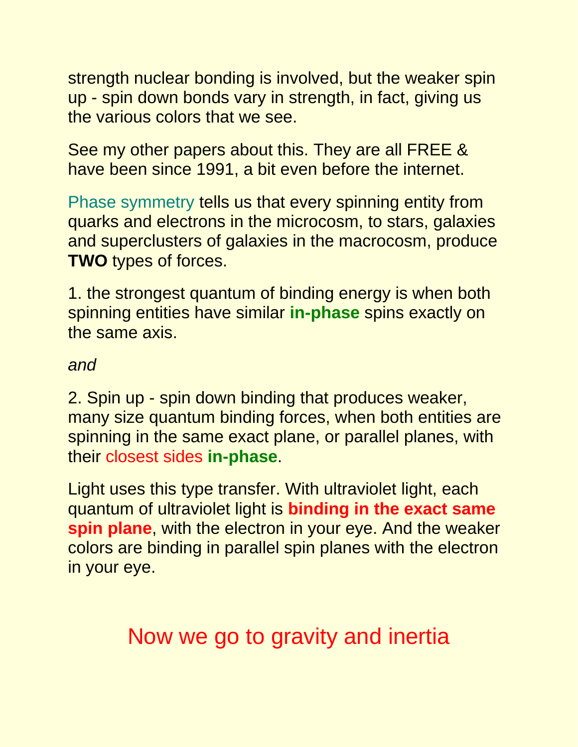strength nuclear bonding is involved, but the weaker spin up - spin down bonds vary in strength, in fact, giving us the various colors that we see.

See my other papers about this. They are all FREE & have been since 1991, a bit even before the internet.

Phase symmetry tells us that every spinning entity from quarks and electrons in the microcosm, to stars, galaxies and superclusters of galaxies in the macrocosm, produce **TWO** types of forces.

1. the strongest quantum of binding energy is when both spinning entities have similar **in-phase** spins exactly on the same axis.

*and*

2. Spin up - spin down binding that produces weaker, many size quantum binding forces, when both entities are spinning in the same exact plane, or parallel planes, with their closest sides **in-phase**.

Light uses this type transfer. With ultraviolet light, each quantum of ultraviolet light is **binding in the exact same spin plane**, with the electron in your eye. And the weaker colors are binding in parallel spin planes with the electron in your eye.

## Now we go to gravity and inertia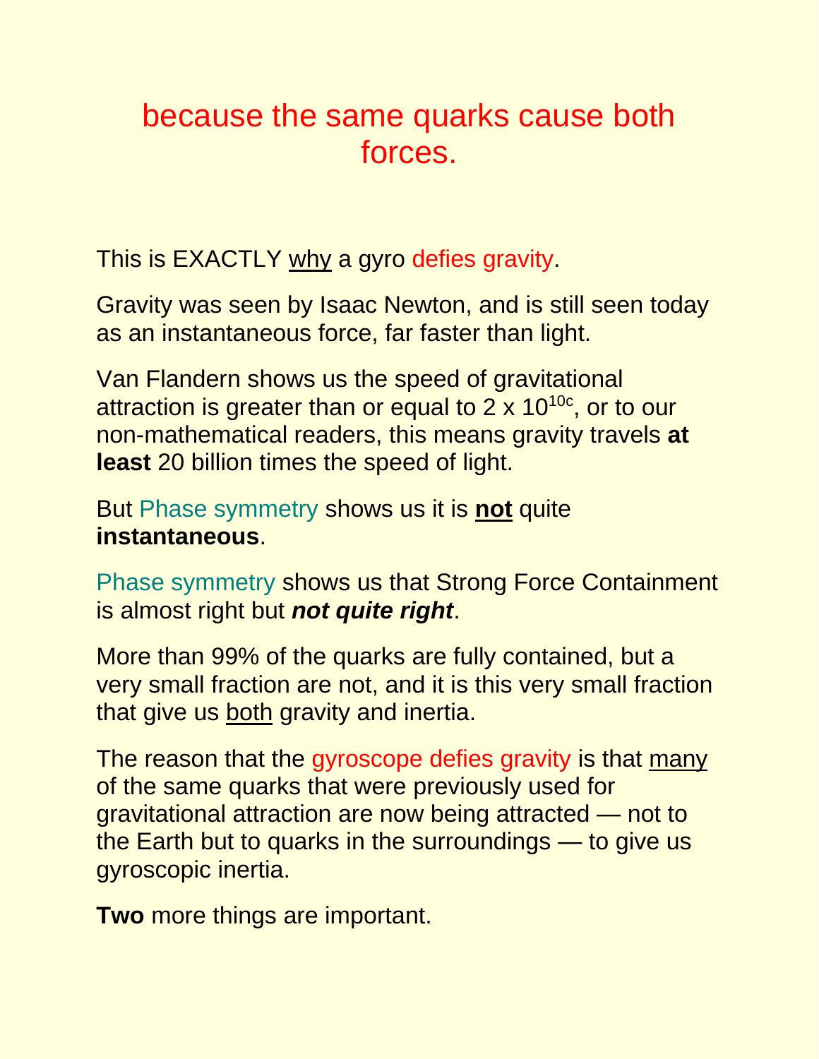because the same quarks cause both forces.

This is EXACTLY why a gyro defies gravity.

Gravity was seen by Isaac Newton, and is still seen today as an instantaneous force, far faster than light.

Van Flandern shows us the speed of gravitational attraction is greater than or equal to $2 \times 10^{10c}$, or to our non-mathematical readers, this means gravity travels **at least** 20 billion times the speed of light.

But Phase symmetry shows us it is **not** quite **instantaneous**.

Phase symmetry shows us that Strong Force Containment is almost right but ***not quite right***.

More than 99% of the quarks are fully contained, but a very small fraction are not, and it is this very small fraction that give us both gravity and inertia.

The reason that the gyroscope defies gravity is that many of the same quarks that were previously used for gravitational attraction are now being attracted — not to the Earth but to quarks in the surroundings — to give us gyroscopic inertia.

**Two** more things are important.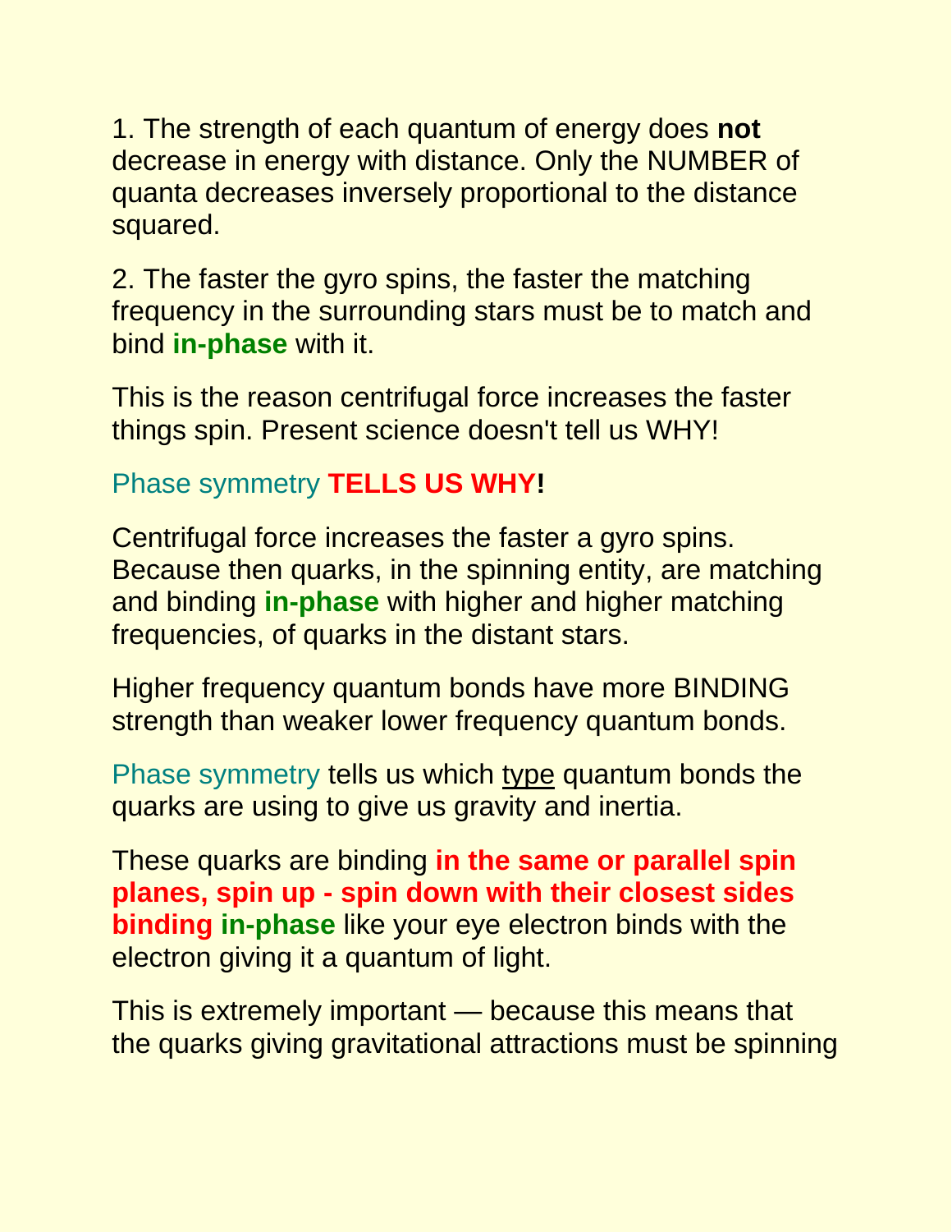1. The strength of each quantum of energy does **not** decrease in energy with distance. Only the NUMBER of quanta decreases inversely proportional to the distance squared.

2. The faster the gyro spins, the faster the matching frequency in the surrounding stars must be to match and bind **in-phase** with it.

This is the reason centrifugal force increases the faster things spin. Present science doesn't tell us WHY!

Phase symmetry **TELLS US WHY!**

Centrifugal force increases the faster a gyro spins. Because then quarks, in the spinning entity, are matching and binding **in-phase** with higher and higher matching frequencies, of quarks in the distant stars.

Higher frequency quantum bonds have more BINDING strength than weaker lower frequency quantum bonds.

Phase symmetry tells us which type quantum bonds the quarks are using to give us gravity and inertia.

These quarks are binding **in the same or parallel spin planes, spin up - spin down with their closest sides binding in-phase** like your eye electron binds with the electron giving it a quantum of light.

This is extremely important — because this means that the quarks giving gravitational attractions must be spinning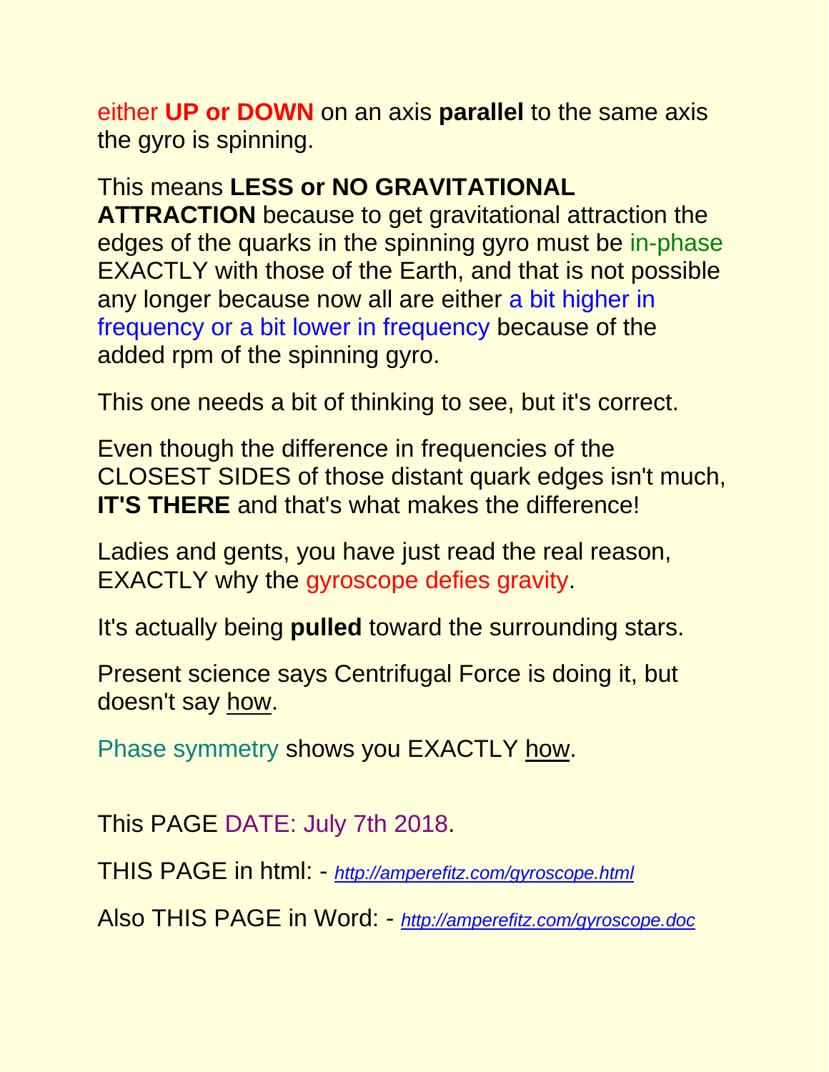either **UP or DOWN** on an axis **parallel** to the same axis the gyro is spinning.

This means **LESS or NO GRAVITATIONAL ATTRACTION** because to get gravitational attraction the edges of the quarks in the spinning gyro must be in-phase EXACTLY with those of the Earth, and that is not possible any longer because now all are either a bit higher in frequency or a bit lower in frequency because of the added rpm of the spinning gyro.

This one needs a bit of thinking to see, but it's correct.

Even though the difference in frequencies of the CLOSEST SIDES of those distant quark edges isn't much, **IT'S THERE** and that's what makes the difference!

Ladies and gents, you have just read the real reason, EXACTLY why the gyroscope defies gravity.

It's actually being **pulled** toward the surrounding stars.

Present science says Centrifugal Force is doing it, but doesn't say how.

Phase symmetry shows you EXACTLY how.

This PAGE DATE: July 7th 2018.

THIS PAGE in html: - *http://amperefitz.com/gyroscope.html*

Also THIS PAGE in Word: - *http://amperefitz.com/gyroscope.doc*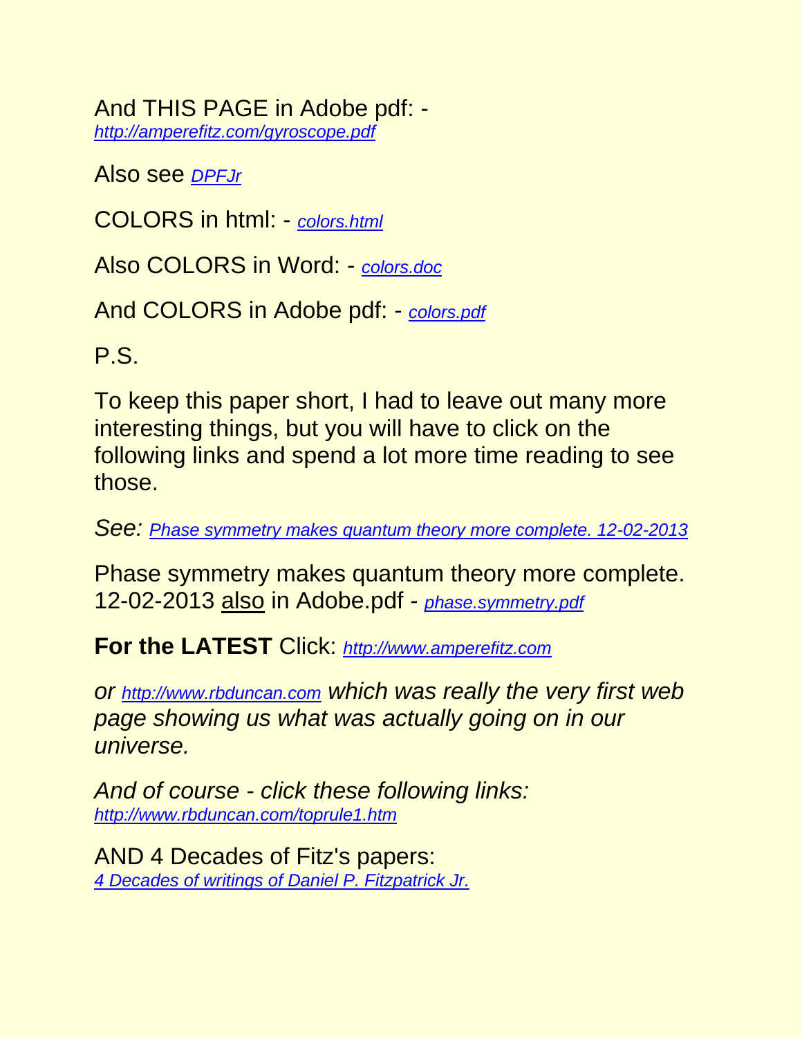And THIS PAGE in Adobe pdf: - *http://amperefitz.com/gyroscope.pdf*

Also see *DPFJr*

COLORS in html: - *colors.html*

Also COLORS in Word: - *colors.doc*

And COLORS in Adobe pdf: - *colors.pdf*

P.S.

To keep this paper short, I had to leave out many more interesting things, but you will have to click on the following links and spend a lot more time reading to see those.

*See: Phase symmetry makes quantum theory more complete. 12-02-2013*

Phase symmetry makes quantum theory more complete. 12-02-2013 <u>also</u> in Adobe.pdf - *phase.symmetry.pdf*

**For the LATEST** Click: *http://www.amperefitz.com*

*or http://www.rbduncan.com which was really the very first web page showing us what was actually going on in our universe.*

*And of course - click these following links: http://www.rbduncan.com/toprule1.htm*

AND 4 Decades of Fitz's papers: *4 Decades of writings of Daniel P. Fitzpatrick Jr.*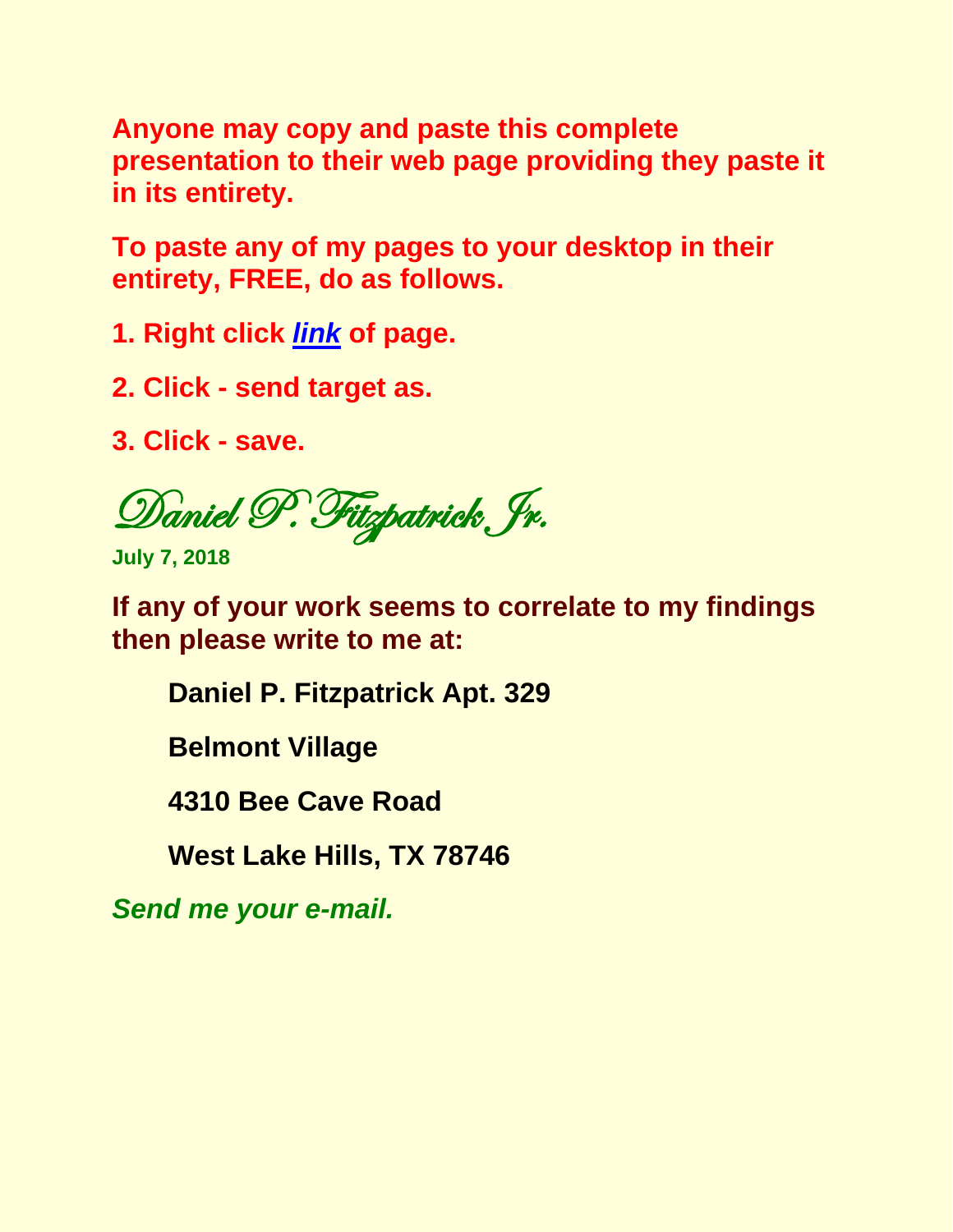**Anyone may copy and paste this complete presentation to their web page providing they paste it in its entirety.**

**To paste any of my pages to your desktop in their entirety, FREE, do as follows.**

**1. Right click *link* of page.**

**2. Click - send target as.**

**3. Click - save.**

*Daniel P. Fitzpatrick Jr.*

**July 7, 2018**

**If any of your work seems to correlate to my findings then please write to me at:**

> **Daniel P. Fitzpatrick Apt. 329**
>
> **Belmont Village**
>
> **4310 Bee Cave Road**
>
> **West Lake Hills, TX 78746**

***Send me your e-mail.***